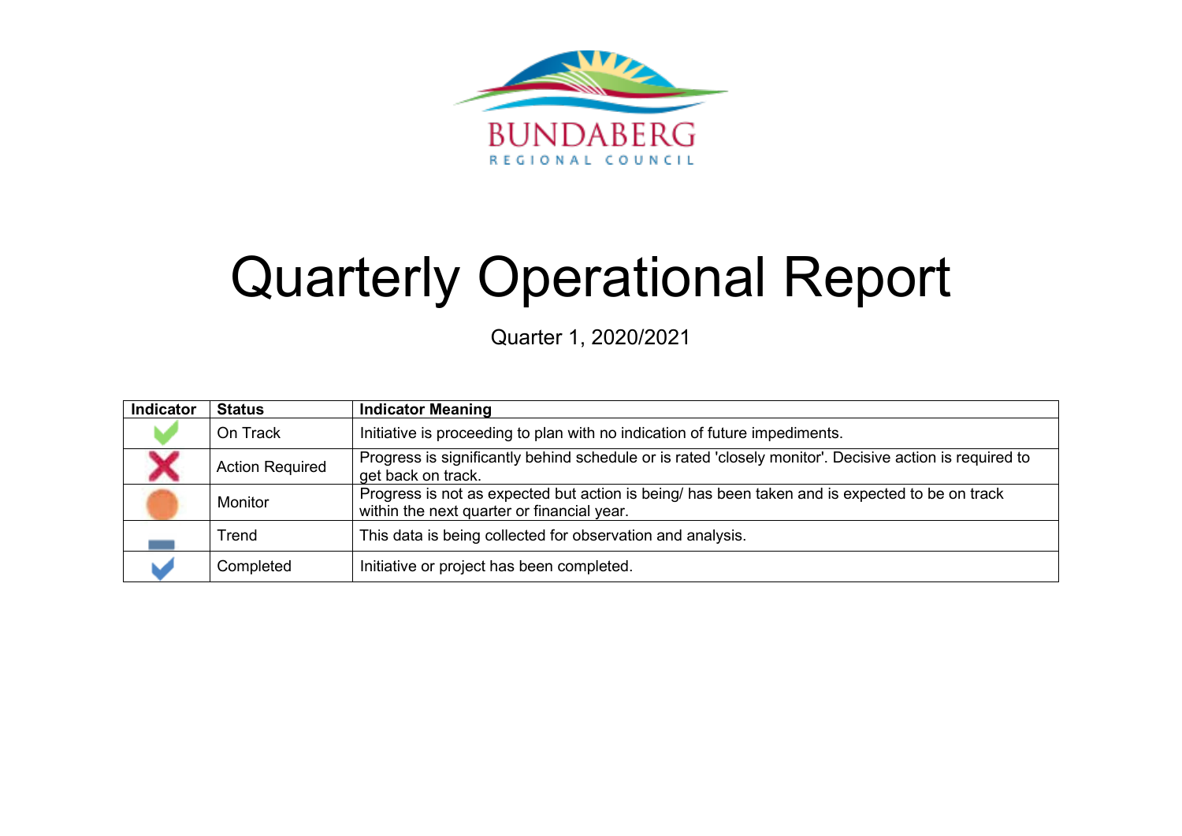BUNDABERG

REGIONAL COUNCIL

# Quarterly Operational Report

Quarter 1, 2020/2021

| Indicator | Status | Indicator Meaning |
|---|---|---|
| | On Track | Initiative is proceeding to plan with no indication of future impediments. |
| | Action Required | Progress is significantly behind schedule or is rated 'closely monitor'. Decisive action is required to get back on track. |
| | Monitor | Progress is not as expected but action is being/ has been taken and is expected to be on track within the next quarter or financial year. |
| | Trend | This data is being collected for observation and analysis. |
| | Completed | Initiative or project has been completed. |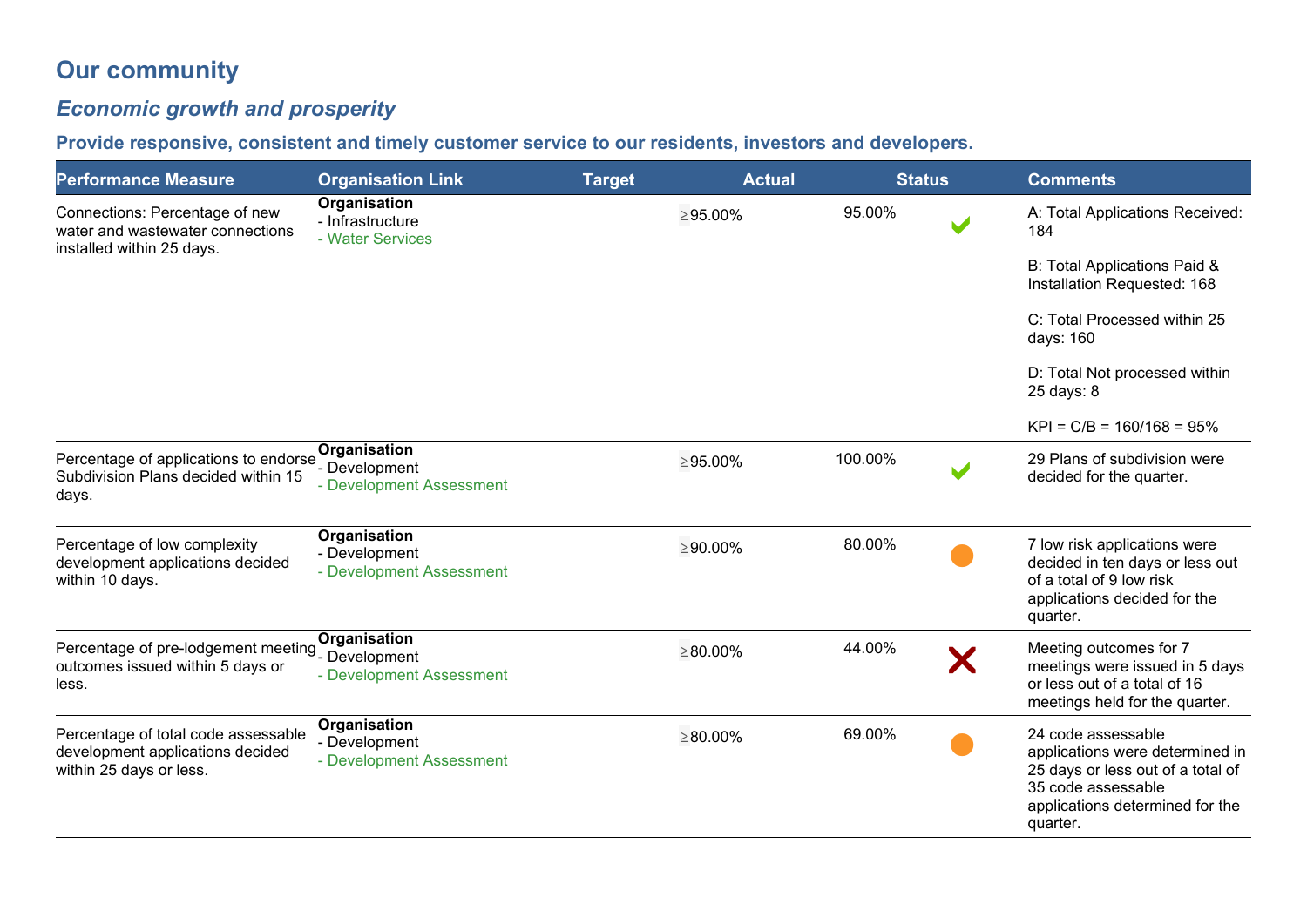# Our community

## *Economic growth and prosperity*

### Provide responsive, consistent and timely customer service to our residents, investors and developers.

| Performance Measure | Organisation Link | Target | Actual | Status | Comments |
|---|---|---|---|---|---|
| Connections: Percentage of new water and wastewater connections installed within 25 days. | **Organisation**<br>- Infrastructure<br>- Water Services | ≥95.00% | 95.00% | ✔ | A: Total Applications Received: 184<br><br>B: Total Applications Paid & Installation Requested: 168<br><br>C: Total Processed within 25 days: 160<br><br>D: Total Not processed within 25 days: 8<br><br>KPI = C/B = 160/168 = 95% |
| Percentage of applications to endorse Subdivision Plans decided within 15 days. | **Organisation**<br>- Development<br>- Development Assessment | ≥95.00% | 100.00% | ✔ | 29 Plans of subdivision were decided for the quarter. |
| Percentage of low complexity development applications decided within 10 days. | **Organisation**<br>- Development<br>- Development Assessment | ≥90.00% | 80.00% | ● | 7 low risk applications were decided in ten days or less out of a total of 9 low risk applications decided for the quarter. |
| Percentage of pre-lodgement meeting outcomes issued within 5 days or less. | **Organisation**<br>- Development<br>- Development Assessment | ≥80.00% | 44.00% | ✘ | Meeting outcomes for 7 meetings were issued in 5 days or less out of a total of 16 meetings held for the quarter. |
| Percentage of total code assessable development applications decided within 25 days or less. | **Organisation**<br>- Development<br>- Development Assessment | ≥80.00% | 69.00% | ● | 24 code assessable applications were determined in 25 days or less out of a total of 35 code assessable applications determined for the quarter. |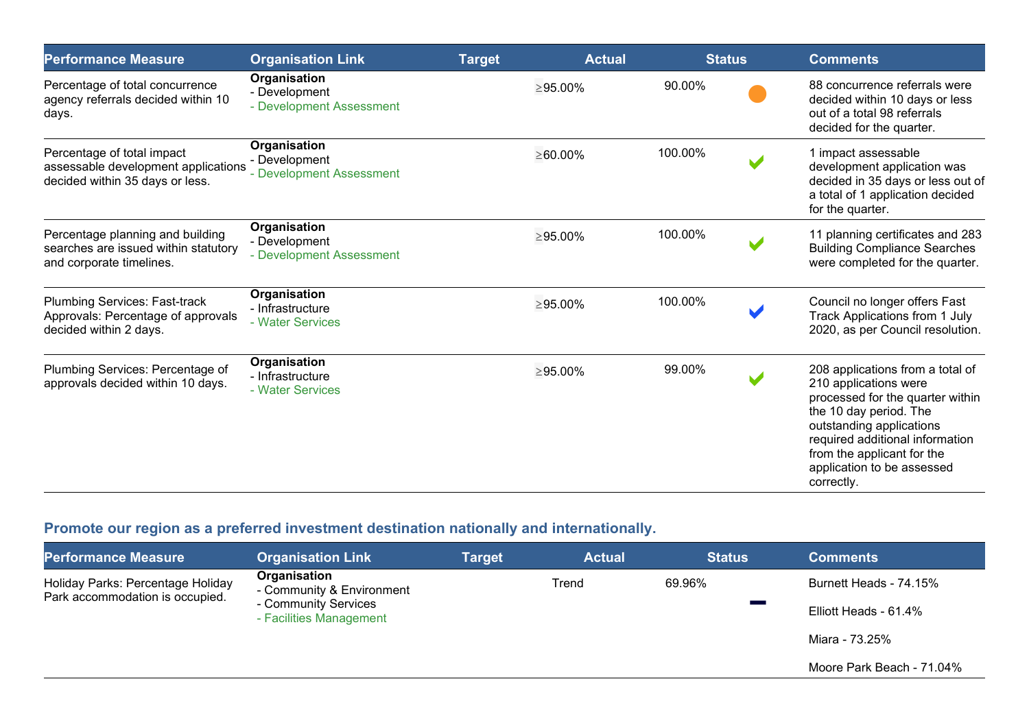| Performance Measure | Organisation Link | Target | Actual | Status | Comments |
|---|---|---|---|---|---|
| Percentage of total concurrence agency referrals decided within 10 days. | **Organisation**<br>- Development<br>- Development Assessment | ≥95.00% | 90.00% | ● | 88 concurrence referrals were decided within 10 days or less out of a total 98 referrals decided for the quarter. |
| Percentage of total impact assessable development applications decided within 35 days or less. | **Organisation**<br>- Development<br>- Development Assessment | ≥60.00% | 100.00% | ✔ | 1 impact assessable development application was decided in 35 days or less out of a total of 1 application decided for the quarter. |
| Percentage planning and building searches are issued within statutory and corporate timelines. | **Organisation**<br>- Development<br>- Development Assessment | ≥95.00% | 100.00% | ✔ | 11 planning certificates and 283 Building Compliance Searches were completed for the quarter. |
| Plumbing Services: Fast-track Approvals: Percentage of approvals decided within 2 days. | **Organisation**<br>- Infrastructure<br>- Water Services | ≥95.00% | 100.00% | ✔ | Council no longer offers Fast Track Applications from 1 July 2020, as per Council resolution. |
| Plumbing Services: Percentage of approvals decided within 10 days. | **Organisation**<br>- Infrastructure<br>- Water Services | ≥95.00% | 99.00% | ✔ | 208 applications from a total of 210 applications were processed for the quarter within the 10 day period. The outstanding applications required additional information from the applicant for the application to be assessed correctly. |

## Promote our region as a preferred investment destination nationally and internationally.

| Performance Measure | Organisation Link | Target | Actual | Status | Comments |
|---|---|---|---|---|---|
| Holiday Parks: Percentage Holiday Park accommodation is occupied. | **Organisation**<br>- Community & Environment<br>- Community Services<br>- Facilities Management | Trend | 69.96% | — | Burnett Heads - 74.15%<br><br>Elliott Heads - 61.4%<br><br>Miara - 73.25%<br><br>Moore Park Beach - 71.04% |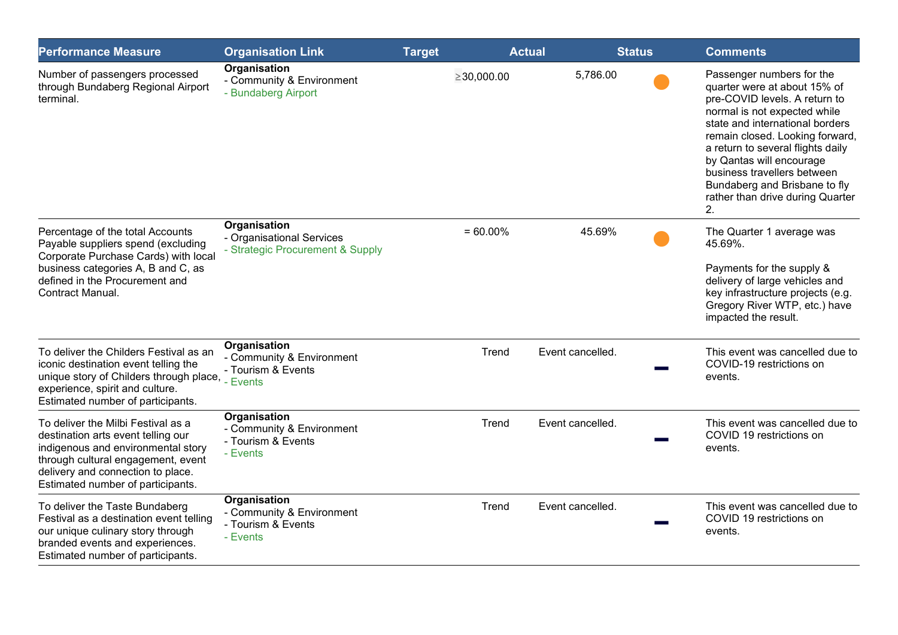| Performance Measure | Organisation Link | Target | Actual | Status | Comments |
|---|---|---|---|---|---|
| Number of passengers processed through Bundaberg Regional Airport terminal. | **Organisation**<br>- Community & Environment<br>- Bundaberg Airport | ≥30,000.00 | 5,786.00 | ● | Passenger numbers for the quarter were at about 15% of pre-COVID levels. A return to normal is not expected while state and international borders remain closed. Looking forward, a return to several flights daily by Qantas will encourage business travellers between Bundaberg and Brisbane to fly rather than drive during Quarter 2. |
| Percentage of the total Accounts Payable suppliers spend (excluding Corporate Purchase Cards) with local business categories A, B and C, as defined in the Procurement and Contract Manual. | **Organisation**<br>- Organisational Services<br>- Strategic Procurement & Supply | = 60.00% | 45.69% | ● | The Quarter 1 average was 45.69%.<br><br>Payments for the supply & delivery of large vehicles and key infrastructure projects (e.g. Gregory River WTP, etc.) have impacted the result. |
| To deliver the Childers Festival as an iconic destination event telling the unique story of Childers through place, experience, spirit and culture. Estimated number of participants. | **Organisation**<br>- Community & Environment<br>- Tourism & Events<br>- Events | Trend | Event cancelled. | – | This event was cancelled due to COVID-19 restrictions on events. |
| To deliver the Milbi Festival as a destination arts event telling our indigenous and environmental story through cultural engagement, event delivery and connection to place. Estimated number of participants. | **Organisation**<br>- Community & Environment<br>- Tourism & Events<br>- Events | Trend | Event cancelled. | – | This event was cancelled due to COVID 19 restrictions on events. |
| To deliver the Taste Bundaberg Festival as a destination event telling our unique culinary story through branded events and experiences. Estimated number of participants. | **Organisation**<br>- Community & Environment<br>- Tourism & Events<br>- Events | Trend | Event cancelled. | – | This event was cancelled due to COVID 19 restrictions on events. |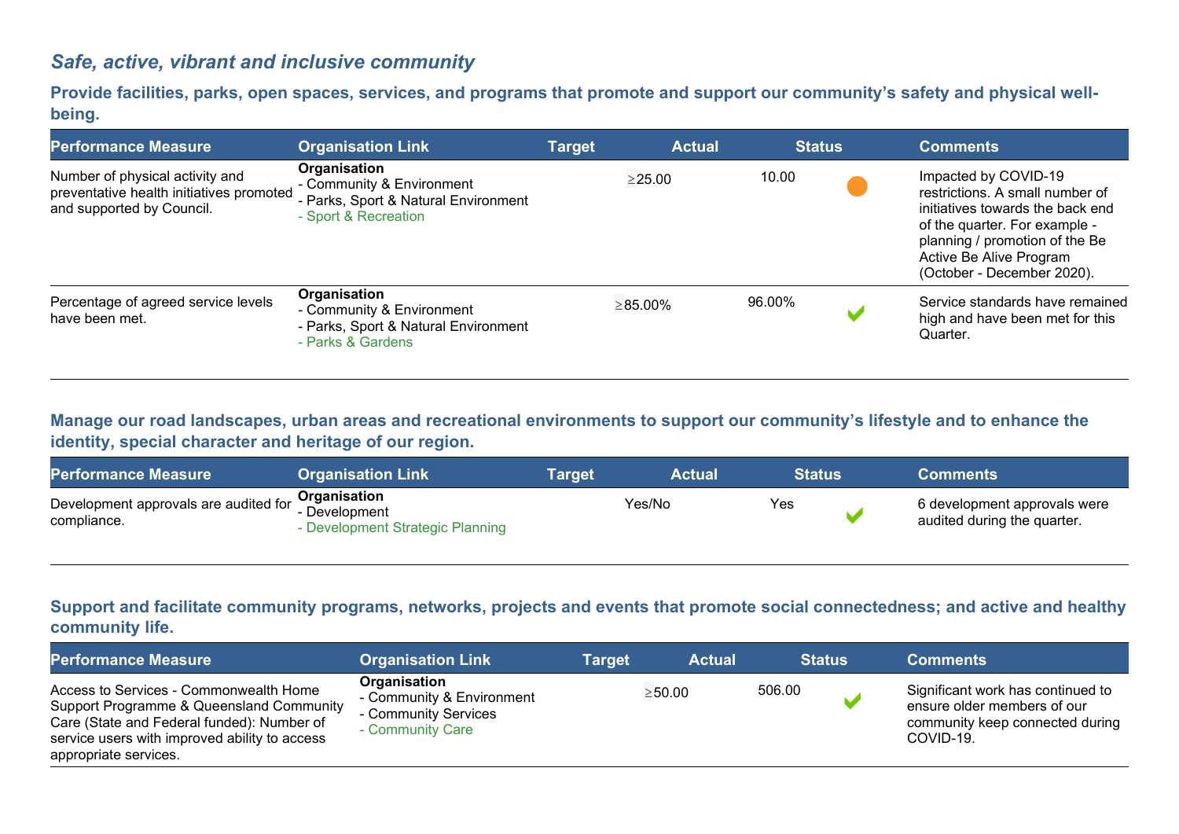## *Safe, active, vibrant and inclusive community*

### Provide facilities, parks, open spaces, services, and programs that promote and support our community's safety and physical well-being.

| Performance Measure | Organisation Link | Target | Actual | Status | Comments |
|---|---|---|---|---|---|
| Number of physical activity and preventative health initiatives promoted and supported by Council. | **Organisation**<br>- Community & Environment<br>- Parks, Sport & Natural Environment<br>- Sport & Recreation | ≥25.00 | 10.00 | ● | Impacted by COVID-19 restrictions. A small number of initiatives towards the back end of the quarter. For example - planning / promotion of the Be Active Be Alive Program (October - December 2020). |
| Percentage of agreed service levels have been met. | **Organisation**<br>- Community & Environment<br>- Parks, Sport & Natural Environment<br>- Parks & Gardens | ≥85.00% | 96.00% | ✔ | Service standards have remained high and have been met for this Quarter. |

### Manage our road landscapes, urban areas and recreational environments to support our community's lifestyle and to enhance the identity, special character and heritage of our region.

| Performance Measure | Organisation Link | Target | Actual | Status | Comments |
|---|---|---|---|---|---|
| Development approvals are audited for compliance. | **Organisation**<br>- Development<br>- Development Strategic Planning | Yes/No | Yes | ✔ | 6 development approvals were audited during the quarter. |

### Support and facilitate community programs, networks, projects and events that promote social connectedness; and active and healthy community life.

| Performance Measure | Organisation Link | Target | Actual | Status | Comments |
|---|---|---|---|---|---|
| Access to Services - Commonwealth Home Support Programme & Queensland Community Care (State and Federal funded): Number of service users with improved ability to access appropriate services. | **Organisation**<br>- Community & Environment<br>- Community Services<br>- Community Care | ≥50.00 | 506.00 | ✔ | Significant work has continued to ensure older members of our community keep connected during COVID-19. |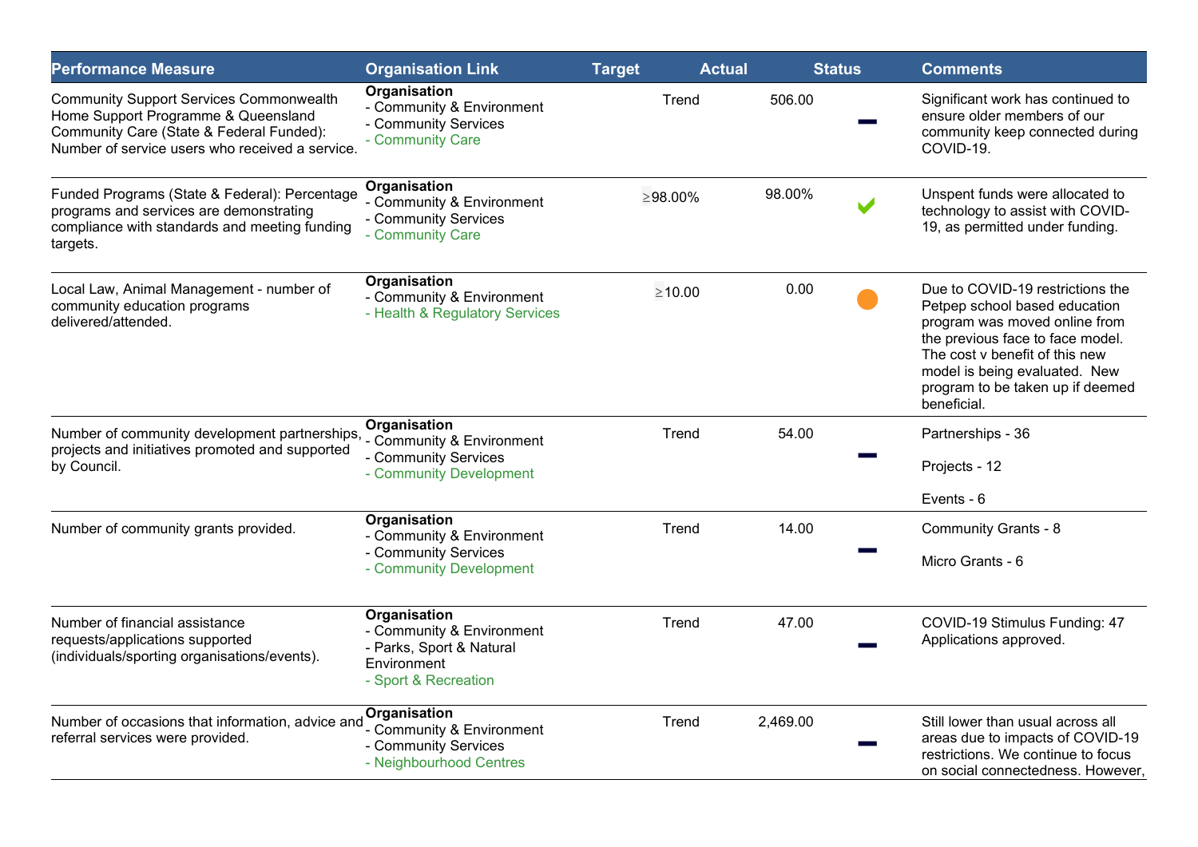| Performance Measure | Organisation Link | Target | Actual | Status | Comments |
|---|---|---|---|---|---|
| Community Support Services Commonwealth Home Support Programme & Queensland Community Care (State & Federal Funded): Number of service users who received a service. | **Organisation**<br>- Community & Environment<br>- Community Services<br>- Community Care | Trend | 506.00 | ▬ | Significant work has continued to ensure older members of our community keep connected during COVID-19. |
| Funded Programs (State & Federal): Percentage programs and services are demonstrating compliance with standards and meeting funding targets. | **Organisation**<br>- Community & Environment<br>- Community Services<br>- Community Care | ≥98.00% | 98.00% | ✔ | Unspent funds were allocated to technology to assist with COVID-19, as permitted under funding. |
| Local Law, Animal Management - number of community education programs delivered/attended. | **Organisation**<br>- Community & Environment<br>- Health & Regulatory Services | ≥10.00 | 0.00 | ● | Due to COVID-19 restrictions the Petpep school based education program was moved online from the previous face to face model. The cost v benefit of this new model is being evaluated. New program to be taken up if deemed beneficial. |
| Number of community development partnerships, projects and initiatives promoted and supported by Council. | **Organisation**<br>- Community & Environment<br>- Community Services<br>- Community Development | Trend | 54.00 | ▬ | Partnerships - 36<br><br>Projects - 12<br><br>Events - 6 |
| Number of community grants provided. | **Organisation**<br>- Community & Environment<br>- Community Services<br>- Community Development | Trend | 14.00 | ▬ | Community Grants - 8<br><br>Micro Grants - 6 |
| Number of financial assistance requests/applications supported (individuals/sporting organisations/events). | **Organisation**<br>- Community & Environment<br>- Parks, Sport & Natural Environment<br>- Sport & Recreation | Trend | 47.00 | ▬ | COVID-19 Stimulus Funding: 47 Applications approved. |
| Number of occasions that information, advice and referral services were provided. | **Organisation**<br>- Community & Environment<br>- Community Services<br>- Neighbourhood Centres | Trend | 2,469.00 | ▬ | Still lower than usual across all areas due to impacts of COVID-19 restrictions. We continue to focus on social connectedness. However, |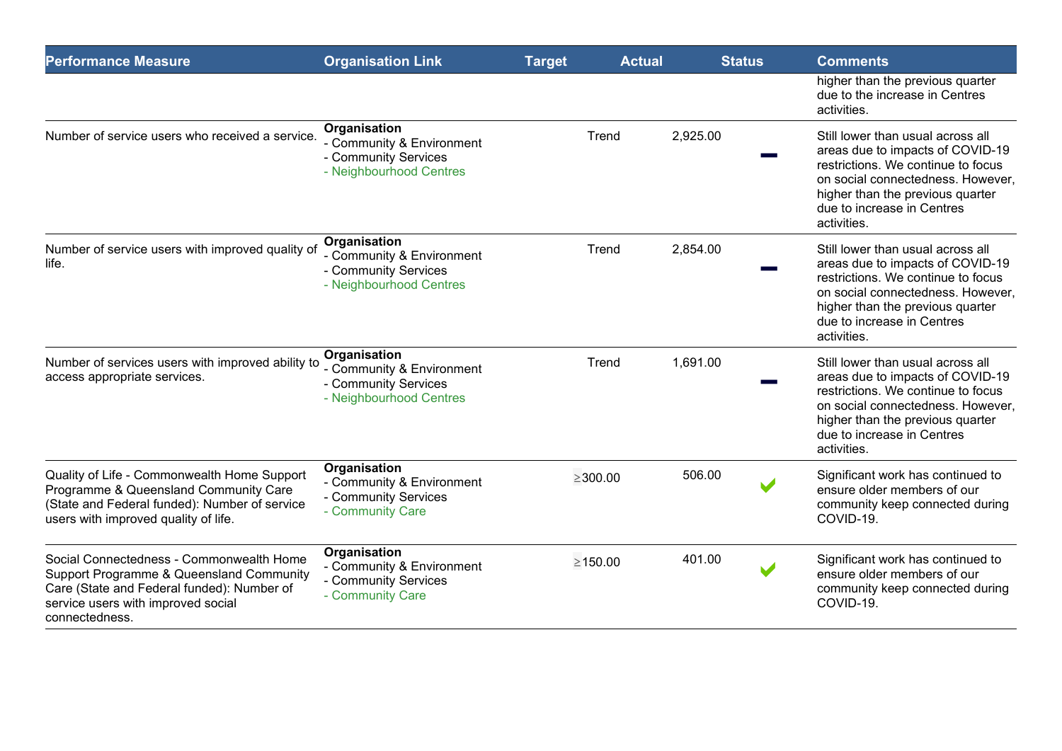| Performance Measure | Organisation Link | Target | Actual | Status | Comments |
|---|---|---|---|---|---|
| | | | | | higher than the previous quarter due to the increase in Centres activities. |
| Number of service users who received a service. | **Organisation**<br>- Community & Environment<br>- Community Services<br>- Neighbourhood Centres | Trend | 2,925.00 | — | Still lower than usual across all areas due to impacts of COVID-19 restrictions. We continue to focus on social connectedness. However, higher than the previous quarter due to increase in Centres activities. |
| Number of service users with improved quality of life. | **Organisation**<br>- Community & Environment<br>- Community Services<br>- Neighbourhood Centres | Trend | 2,854.00 | — | Still lower than usual across all areas due to impacts of COVID-19 restrictions. We continue to focus on social connectedness. However, higher than the previous quarter due to increase in Centres activities. |
| Number of services users with improved ability to access appropriate services. | **Organisation**<br>- Community & Environment<br>- Community Services<br>- Neighbourhood Centres | Trend | 1,691.00 | — | Still lower than usual across all areas due to impacts of COVID-19 restrictions. We continue to focus on social connectedness. However, higher than the previous quarter due to increase in Centres activities. |
| Quality of Life - Commonwealth Home Support Programme & Queensland Community Care (State and Federal funded): Number of service users with improved quality of life. | **Organisation**<br>- Community & Environment<br>- Community Services<br>- Community Care | ≥300.00 | 506.00 | ✔ | Significant work has continued to ensure older members of our community keep connected during COVID-19. |
| Social Connectedness - Commonwealth Home Support Programme & Queensland Community Care (State and Federal funded): Number of service users with improved social connectedness. | **Organisation**<br>- Community & Environment<br>- Community Services<br>- Community Care | ≥150.00 | 401.00 | ✔ | Significant work has continued to ensure older members of our community keep connected during COVID-19. |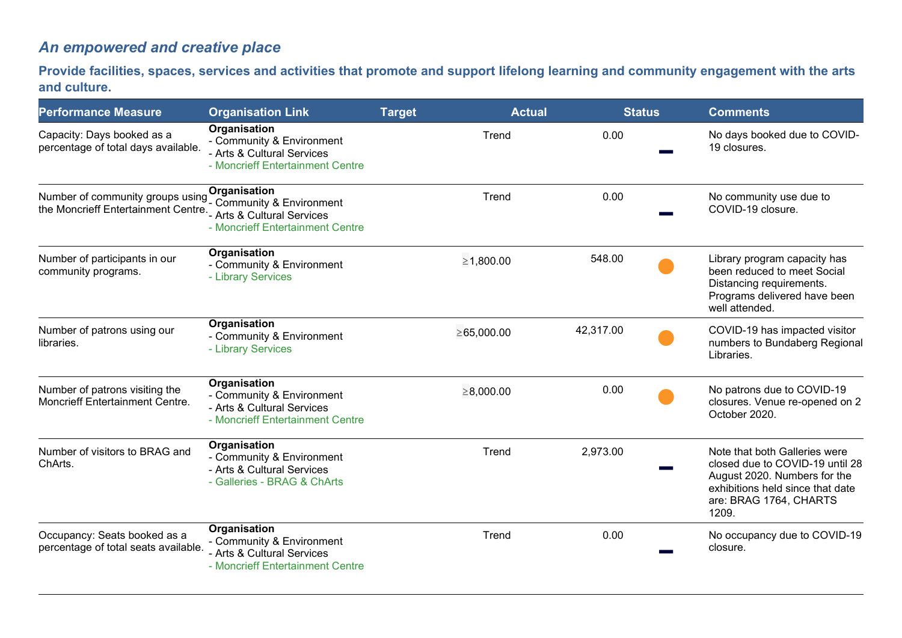## *An empowered and creative place*

### Provide facilities, spaces, services and activities that promote and support lifelong learning and community engagement with the arts and culture.

| Performance Measure | Organisation Link | Target | Actual | Status | Comments |
|---|---|---|---|---|---|
| Capacity: Days booked as a percentage of total days available. | **Organisation**<br>- Community & Environment<br>- Arts & Cultural Services<br>- Moncrieff Entertainment Centre | Trend | 0.00 | ▬ | No days booked due to COVID-19 closures. |
| Number of community groups using the Moncrieff Entertainment Centre. | **Organisation**<br>- Community & Environment<br>- Arts & Cultural Services<br>- Moncrieff Entertainment Centre | Trend | 0.00 | ▬ | No community use due to COVID-19 closure. |
| Number of participants in our community programs. | **Organisation**<br>- Community & Environment<br>- Library Services | ≥1,800.00 | 548.00 | ● | Library program capacity has been reduced to meet Social Distancing requirements. Programs delivered have been well attended. |
| Number of patrons using our libraries. | **Organisation**<br>- Community & Environment<br>- Library Services | ≥65,000.00 | 42,317.00 | ● | COVID-19 has impacted visitor numbers to Bundaberg Regional Libraries. |
| Number of patrons visiting the Moncrieff Entertainment Centre. | **Organisation**<br>- Community & Environment<br>- Arts & Cultural Services<br>- Moncrieff Entertainment Centre | ≥8,000.00 | 0.00 | ● | No patrons due to COVID-19 closures. Venue re-opened on 2 October 2020. |
| Number of visitors to BRAG and ChArts. | **Organisation**<br>- Community & Environment<br>- Arts & Cultural Services<br>- Galleries - BRAG & ChArts | Trend | 2,973.00 | ▬ | Note that both Galleries were closed due to COVID-19 until 28 August 2020. Numbers for the exhibitions held since that date are: BRAG 1764, CHARTS 1209. |
| Occupancy: Seats booked as a percentage of total seats available. | **Organisation**<br>- Community & Environment<br>- Arts & Cultural Services<br>- Moncrieff Entertainment Centre | Trend | 0.00 | ▬ | No occupancy due to COVID-19 closure. |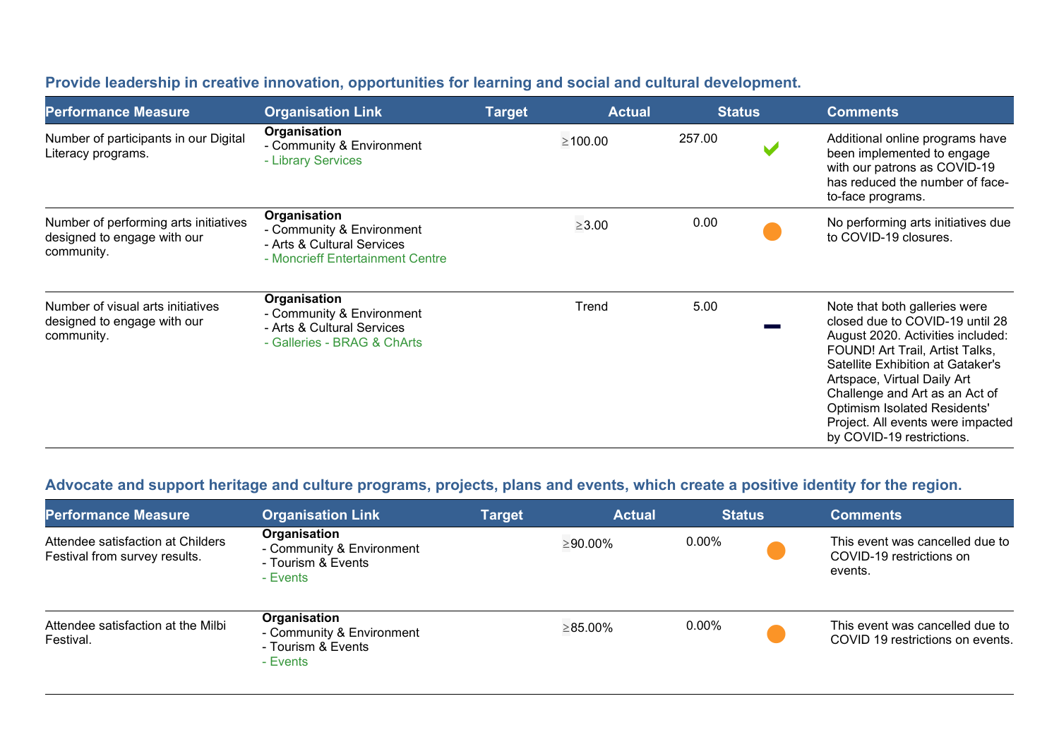### Provide leadership in creative innovation, opportunities for learning and social and cultural development.

| Performance Measure | Organisation Link | Target | Actual | Status | Comments |
|---|---|---|---|---|---|
| Number of participants in our Digital Literacy programs. | **Organisation**<br>- Community & Environment<br>- Library Services | ≥100.00 | 257.00 | ✔ | Additional online programs have been implemented to engage with our patrons as COVID-19 has reduced the number of face-to-face programs. |
| Number of performing arts initiatives designed to engage with our community. | **Organisation**<br>- Community & Environment<br>- Arts & Cultural Services<br>- Moncrieff Entertainment Centre | ≥3.00 | 0.00 | ● | No performing arts initiatives due to COVID-19 closures. |
| Number of visual arts initiatives designed to engage with our community. | **Organisation**<br>- Community & Environment<br>- Arts & Cultural Services<br>- Galleries - BRAG & ChArts | Trend | 5.00 | — | Note that both galleries were closed due to COVID-19 until 28 August 2020. Activities included: FOUND! Art Trail, Artist Talks, Satellite Exhibition at Gataker's Artspace, Virtual Daily Art Challenge and Art as an Act of Optimism Isolated Residents' Project. All events were impacted by COVID-19 restrictions. |

### Advocate and support heritage and culture programs, projects, plans and events, which create a positive identity for the region.

| Performance Measure | Organisation Link | Target | Actual | Status | Comments |
|---|---|---|---|---|---|
| Attendee satisfaction at Childers Festival from survey results. | **Organisation**<br>- Community & Environment<br>- Tourism & Events<br>- Events | ≥90.00% | 0.00% | ● | This event was cancelled due to COVID-19 restrictions on events. |
| Attendee satisfaction at the Milbi Festival. | **Organisation**<br>- Community & Environment<br>- Tourism & Events<br>- Events | ≥85.00% | 0.00% | ● | This event was cancelled due to COVID 19 restrictions on events. |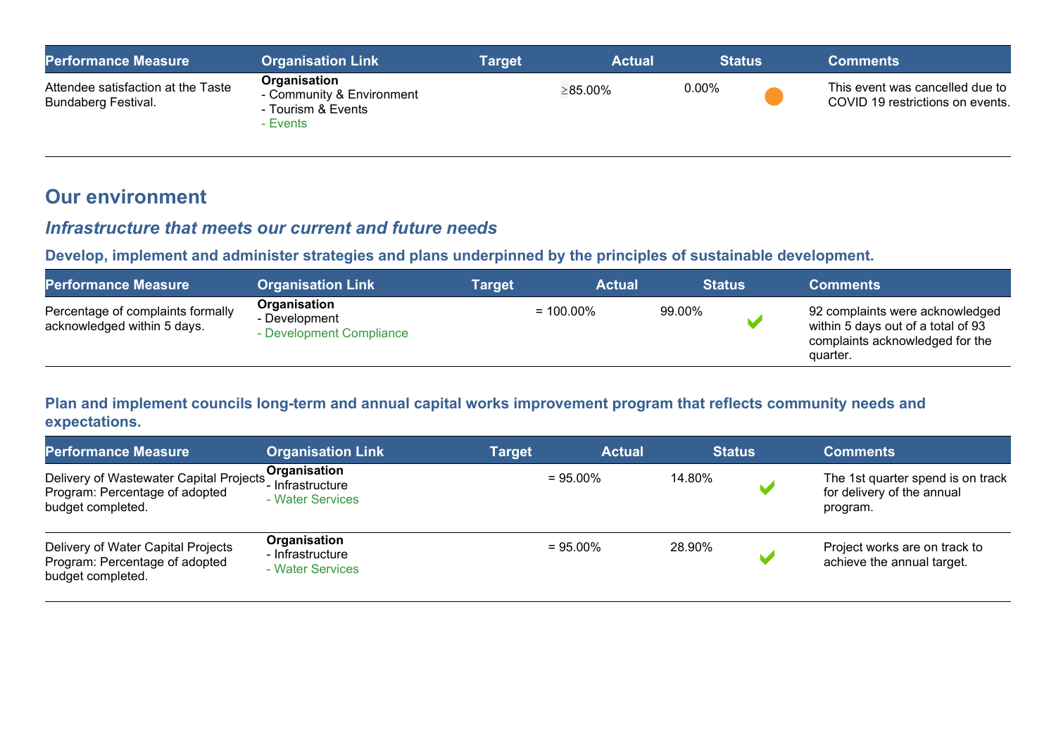| Performance Measure | Organisation Link | Target | Actual | Status | Comments |
|---|---|---|---|---|---|
| Attendee satisfaction at the Taste Bundaberg Festival. | **Organisation**<br>- Community & Environment<br>- Tourism & Events<br>- Events | ≥85.00% | 0.00% | ● | This event was cancelled due to COVID 19 restrictions on events. |

## Our environment

### *Infrastructure that meets our current and future needs*

#### Develop, implement and administer strategies and plans underpinned by the principles of sustainable development.

| Performance Measure | Organisation Link | Target | Actual | Status | Comments |
|---|---|---|---|---|---|
| Percentage of complaints formally acknowledged within 5 days. | **Organisation**<br>- Development<br>- Development Compliance | = 100.00% | 99.00% | ✔ | 92 complaints were acknowledged within 5 days out of a total of 93 complaints acknowledged for the quarter. |

#### Plan and implement councils long-term and annual capital works improvement program that reflects community needs and expectations.

| Performance Measure | Organisation Link | Target | Actual | Status | Comments |
|---|---|---|---|---|---|
| Delivery of Wastewater Capital Projects Program: Percentage of adopted budget completed. | **Organisation**<br>- Infrastructure<br>- Water Services | = 95.00% | 14.80% | ✔ | The 1st quarter spend is on track for delivery of the annual program. |
| Delivery of Water Capital Projects Program: Percentage of adopted budget completed. | **Organisation**<br>- Infrastructure<br>- Water Services | = 95.00% | 28.90% | ✔ | Project works are on track to achieve the annual target. |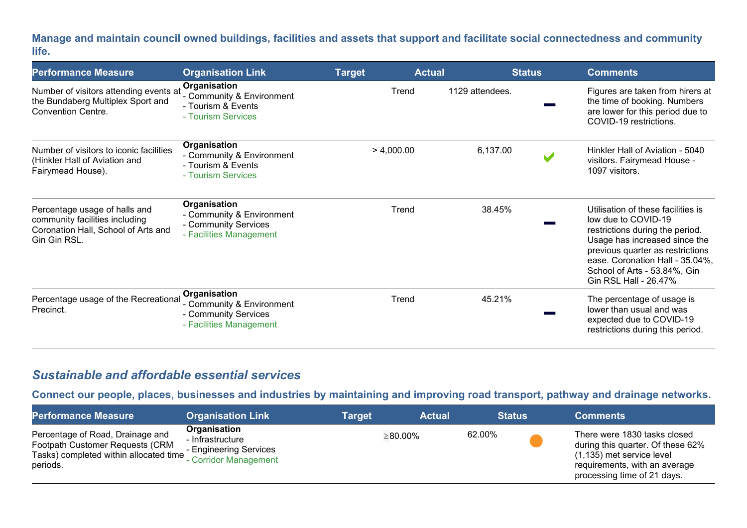### Manage and maintain council owned buildings, facilities and assets that support and facilitate social connectedness and community life.

| Performance Measure | Organisation Link | Target | Actual | Status | Comments |
|---|---|---|---|---|---|
| Number of visitors attending events at the Bundaberg Multiplex Sport and Convention Centre. | **Organisation**<br>- Community & Environment<br>- Tourism & Events<br>- Tourism Services | Trend | 1129 attendees. | — | Figures are taken from hirers at the time of booking. Numbers are lower for this period due to COVID-19 restrictions. |
| Number of visitors to iconic facilities (Hinkler Hall of Aviation and Fairymead House). | **Organisation**<br>- Community & Environment<br>- Tourism & Events<br>- Tourism Services | > 4,000.00 | 6,137.00 | ✔ | Hinkler Hall of Aviation - 5040 visitors. Fairymead House - 1097 visitors. |
| Percentage usage of halls and community facilities including Coronation Hall, School of Arts and Gin Gin RSL. | **Organisation**<br>- Community & Environment<br>- Community Services<br>- Facilities Management | Trend | 38.45% | — | Utilisation of these facilities is low due to COVID-19 restrictions during the period. Usage has increased since the previous quarter as restrictions ease. Coronation Hall - 35.04%, School of Arts - 53.84%, Gin Gin RSL Hall - 26.47% |
| Percentage usage of the Recreational Precinct. | **Organisation**<br>- Community & Environment<br>- Community Services<br>- Facilities Management | Trend | 45.21% | — | The percentage of usage is lower than usual and was expected due to COVID-19 restrictions during this period. |

## *Sustainable and affordable essential services*

### Connect our people, places, businesses and industries by maintaining and improving road transport, pathway and drainage networks.

| Performance Measure | Organisation Link | Target | Actual | Status | Comments |
|---|---|---|---|---|---|
| Percentage of Road, Drainage and Footpath Customer Requests (CRM Tasks) completed within allocated time periods. | **Organisation**<br>- Infrastructure<br>- Engineering Services<br>- Corridor Management | ≥80.00% | 62.00% | ● | There were 1830 tasks closed during this quarter. Of these 62% (1,135) met service level requirements, with an average processing time of 21 days. |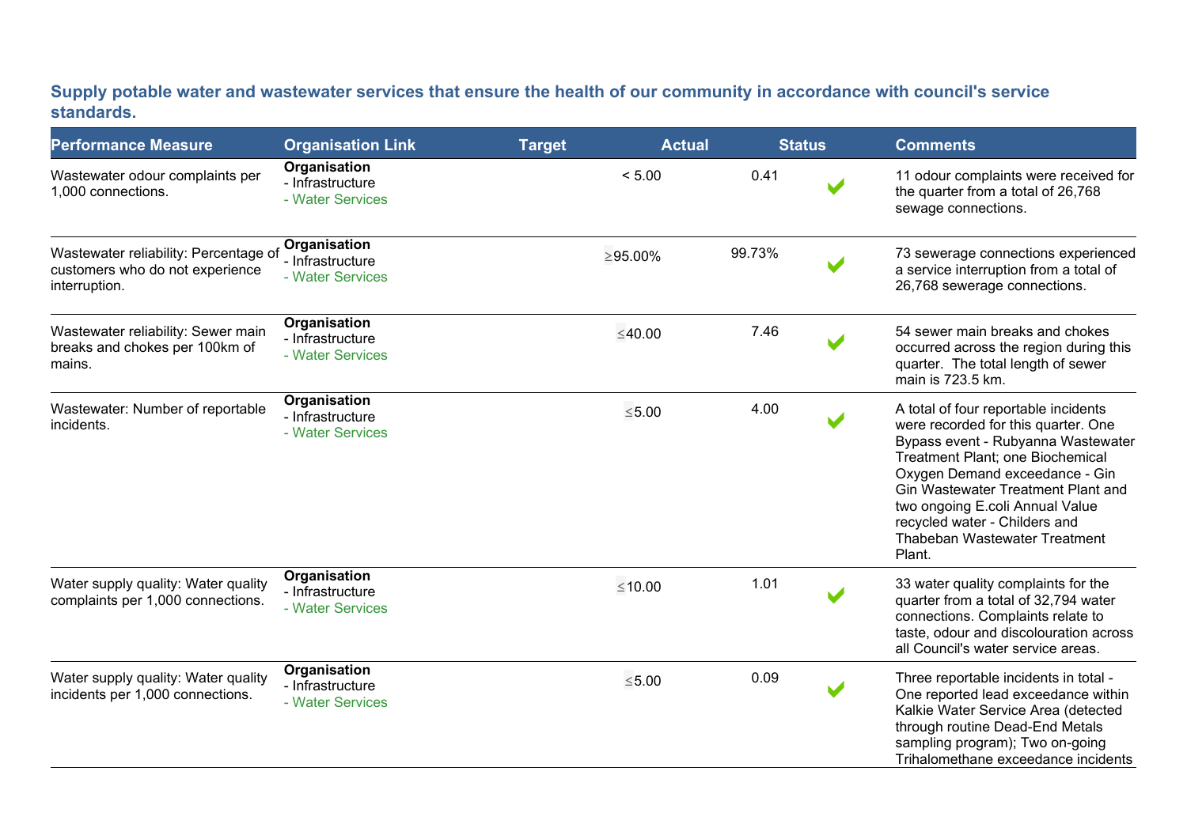### Supply potable water and wastewater services that ensure the health of our community in accordance with council's service standards.

| Performance Measure | Organisation Link | Target | Actual | Status | Comments |
|---|---|---|---|---|---|
| Wastewater odour complaints per 1,000 connections. | **Organisation** - Infrastructure - Water Services | < 5.00 | 0.41 | ✔ | 11 odour complaints were received for the quarter from a total of 26,768 sewage connections. |
| Wastewater reliability: Percentage of customers who do not experience interruption. | **Organisation** - Infrastructure - Water Services | ≥95.00% | 99.73% | ✔ | 73 sewerage connections experienced a service interruption from a total of 26,768 sewerage connections. |
| Wastewater reliability: Sewer main breaks and chokes per 100km of mains. | **Organisation** - Infrastructure - Water Services | ≤40.00 | 7.46 | ✔ | 54 sewer main breaks and chokes occurred across the region during this quarter. The total length of sewer main is 723.5 km. |
| Wastewater: Number of reportable incidents. | **Organisation** - Infrastructure - Water Services | ≤5.00 | 4.00 | ✔ | A total of four reportable incidents were recorded for this quarter. One Bypass event - Rubyanna Wastewater Treatment Plant; one Biochemical Oxygen Demand exceedance - Gin Gin Wastewater Treatment Plant and two ongoing E.coli Annual Value recycled water - Childers and Thabeban Wastewater Treatment Plant. |
| Water supply quality: Water quality complaints per 1,000 connections. | **Organisation** - Infrastructure - Water Services | ≤10.00 | 1.01 | ✔ | 33 water quality complaints for the quarter from a total of 32,794 water connections. Complaints relate to taste, odour and discolouration across all Council's water service areas. |
| Water supply quality: Water quality incidents per 1,000 connections. | **Organisation** - Infrastructure - Water Services | ≤5.00 | 0.09 | ✔ | Three reportable incidents in total - One reported lead exceedance within Kalkie Water Service Area (detected through routine Dead-End Metals sampling program); Two on-going Trihalomethane exceedance incidents |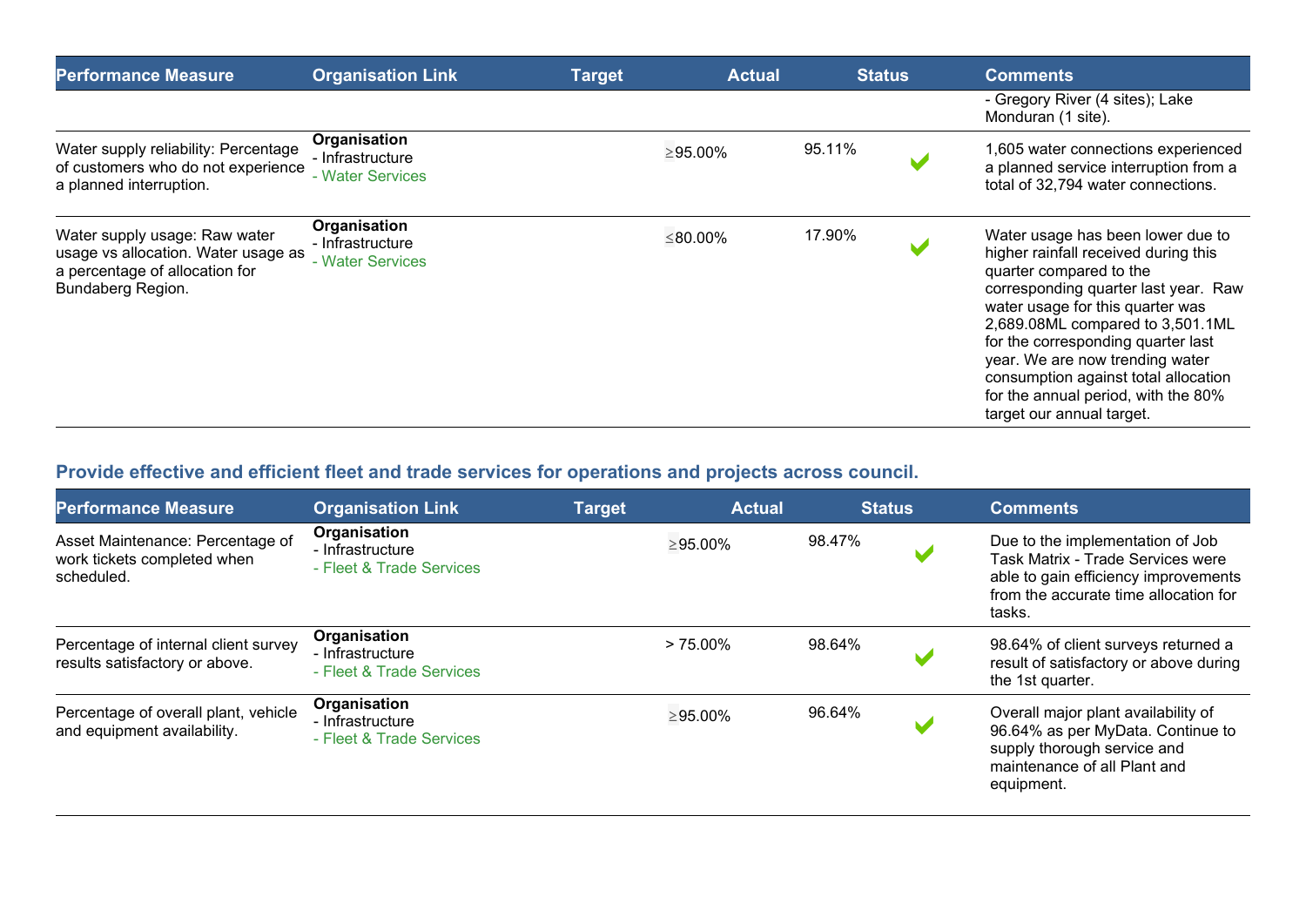| Performance Measure | Organisation Link | Target | Actual | Status | Comments |
|---|---|---|---|---|---|
| | | | | | - Gregory River (4 sites); Lake Monduran (1 site). |
| Water supply reliability: Percentage of customers who do not experience a planned interruption. | **Organisation**<br>- Infrastructure<br>- Water Services | ≥95.00% | 95.11% | ✔ | 1,605 water connections experienced a planned service interruption from a total of 32,794 water connections. |
| Water supply usage: Raw water usage vs allocation. Water usage as a percentage of allocation for Bundaberg Region. | **Organisation**<br>- Infrastructure<br>- Water Services | ≤80.00% | 17.90% | ✔ | Water usage has been lower due to higher rainfall received during this quarter compared to the corresponding quarter last year. Raw water usage for this quarter was 2,689.08ML compared to 3,501.1ML for the corresponding quarter last year. We are now trending water consumption against total allocation for the annual period, with the 80% target our annual target. |

## Provide effective and efficient fleet and trade services for operations and projects across council.

| Performance Measure | Organisation Link | Target | Actual | Status | Comments |
|---|---|---|---|---|---|
| Asset Maintenance: Percentage of work tickets completed when scheduled. | **Organisation**<br>- Infrastructure<br>- Fleet & Trade Services | ≥95.00% | 98.47% | ✔ | Due to the implementation of Job Task Matrix - Trade Services were able to gain efficiency improvements from the accurate time allocation for tasks. |
| Percentage of internal client survey results satisfactory or above. | **Organisation**<br>- Infrastructure<br>- Fleet & Trade Services | > 75.00% | 98.64% | ✔ | 98.64% of client surveys returned a result of satisfactory or above during the 1st quarter. |
| Percentage of overall plant, vehicle and equipment availability. | **Organisation**<br>- Infrastructure<br>- Fleet & Trade Services | ≥95.00% | 96.64% | ✔ | Overall major plant availability of 96.64% as per MyData. Continue to supply thorough service and maintenance of all Plant and equipment. |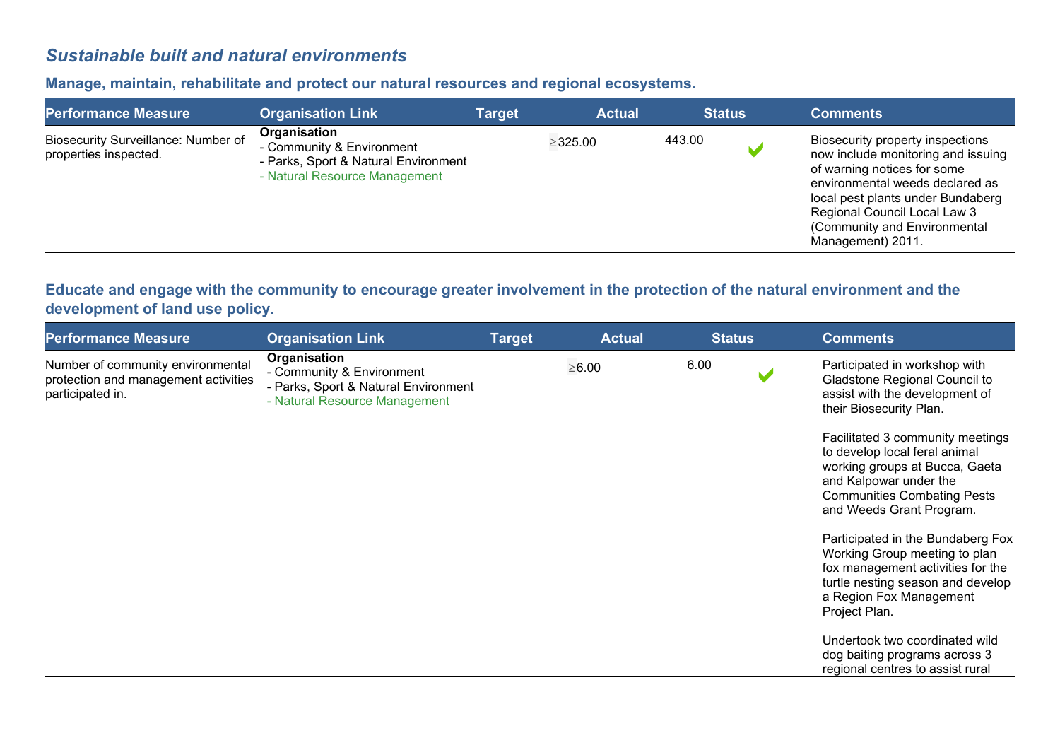## *Sustainable built and natural environments*

### Manage, maintain, rehabilitate and protect our natural resources and regional ecosystems.

| Performance Measure | Organisation Link | Target | Actual | Status | Comments |
|---|---|---|---|---|---|
| Biosecurity Surveillance: Number of properties inspected. | **Organisation**<br>- Community & Environment<br>- Parks, Sport & Natural Environment<br>- Natural Resource Management | ≥325.00 | 443.00 | ✔ | Biosecurity property inspections now include monitoring and issuing of warning notices for some environmental weeds declared as local pest plants under Bundaberg Regional Council Local Law 3 (Community and Environmental Management) 2011. |

### Educate and engage with the community to encourage greater involvement in the protection of the natural environment and the development of land use policy.

| Performance Measure | Organisation Link | Target | Actual | Status | Comments |
|---|---|---|---|---|---|
| Number of community environmental protection and management activities participated in. | **Organisation**<br>- Community & Environment<br>- Parks, Sport & Natural Environment<br>- Natural Resource Management | ≥6.00 | 6.00 | ✔ | Participated in workshop with Gladstone Regional Council to assist with the development of their Biosecurity Plan.<br><br>Facilitated 3 community meetings to develop local feral animal working groups at Bucca, Gaeta and Kalpowar under the Communities Combating Pests and Weeds Grant Program.<br><br>Participated in the Bundaberg Fox Working Group meeting to plan fox management activities for the turtle nesting season and develop a Region Fox Management Project Plan.<br><br>Undertook two coordinated wild dog baiting programs across 3 regional centres to assist rural |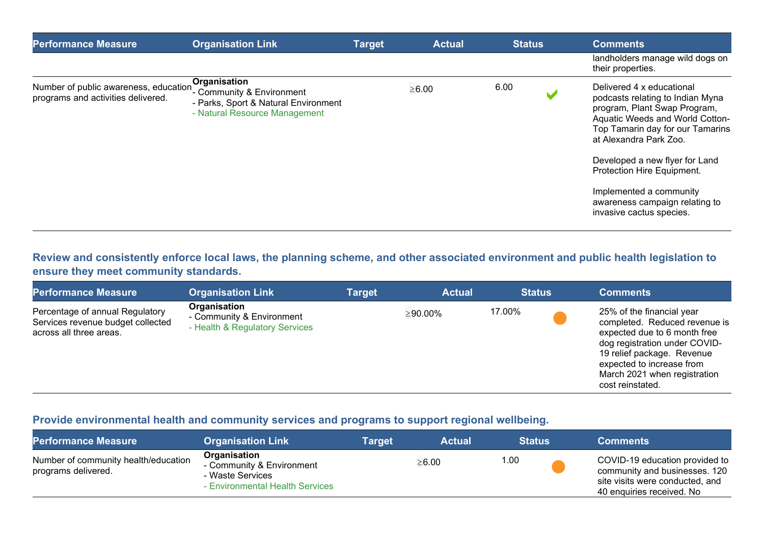| Performance Measure | Organisation Link | Target | Actual | Status | Comments |
| --- | --- | --- | --- | --- | --- |
| | | | | | landholders manage wild dogs on their properties. |
| Number of public awareness, education programs and activities delivered. | **Organisation**<br>- Community & Environment<br>- Parks, Sport & Natural Environment<br>- Natural Resource Management | ≥6.00 | 6.00 | ✔ | Delivered 4 x educational podcasts relating to Indian Myna program, Plant Swap Program, Aquatic Weeds and World Cotton-Top Tamarin day for our Tamarins at Alexandra Park Zoo.<br><br>Developed a new flyer for Land Protection Hire Equipment.<br><br>Implemented a community awareness campaign relating to invasive cactus species. |

## Review and consistently enforce local laws, the planning scheme, and other associated environment and public health legislation to ensure they meet community standards.

| Performance Measure | Organisation Link | Target | Actual | Status | Comments |
| --- | --- | --- | --- | --- | --- |
| Percentage of annual Regulatory Services revenue budget collected across all three areas. | **Organisation**<br>- Community & Environment<br>- Health & Regulatory Services | ≥90.00% | 17.00% | ● | 25% of the financial year completed. Reduced revenue is expected due to 6 month free dog registration under COVID-19 relief package. Revenue expected to increase from March 2021 when registration cost reinstated. |

## Provide environmental health and community services and programs to support regional wellbeing.

| Performance Measure | Organisation Link | Target | Actual | Status | Comments |
| --- | --- | --- | --- | --- | --- |
| Number of community health/education programs delivered. | **Organisation**<br>- Community & Environment<br>- Waste Services<br>- Environmental Health Services | ≥6.00 | 1.00 | ● | COVID-19 education provided to community and businesses. 120 site visits were conducted, and 40 enquiries received. No |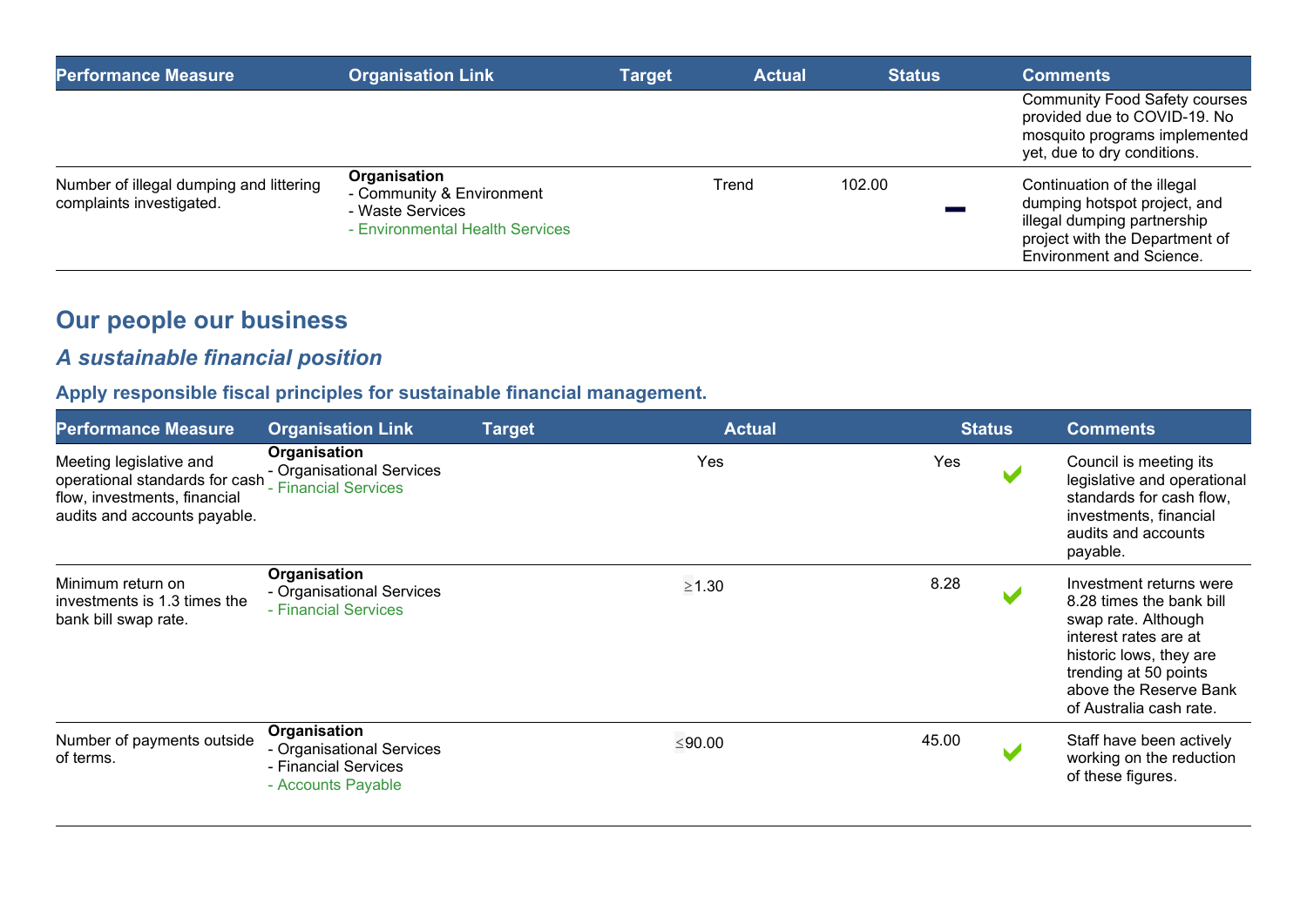| Performance Measure | Organisation Link | Target | Actual | Status | Comments |
| --- | --- | --- | --- | --- | --- |
| | | | | | Community Food Safety courses provided due to COVID-19. No mosquito programs implemented yet, due to dry conditions. |
| Number of illegal dumping and littering complaints investigated. | **Organisation**<br>- Community & Environment<br>- Waste Services<br>- Environmental Health Services | Trend | 102.00 | − | Continuation of the illegal dumping hotspot project, and illegal dumping partnership project with the Department of Environment and Science. |

## Our people our business

### *A sustainable financial position*

#### Apply responsible fiscal principles for sustainable financial management.

| Performance Measure | Organisation Link | Target | Actual | Status | Comments |
| --- | --- | --- | --- | --- | --- |
| Meeting legislative and operational standards for cash flow, investments, financial audits and accounts payable. | **Organisation**<br>- Organisational Services<br>- Financial Services | Yes | Yes | ✔ | Council is meeting its legislative and operational standards for cash flow, investments, financial audits and accounts payable. |
| Minimum return on investments is 1.3 times the bank bill swap rate. | **Organisation**<br>- Organisational Services<br>- Financial Services | ≥1.30 | 8.28 | ✔ | Investment returns were 8.28 times the bank bill swap rate. Although interest rates are at historic lows, they are trending at 50 points above the Reserve Bank of Australia cash rate. |
| Number of payments outside of terms. | **Organisation**<br>- Organisational Services<br>- Financial Services<br>- Accounts Payable | ≤90.00 | 45.00 | ✔ | Staff have been actively working on the reduction of these figures. |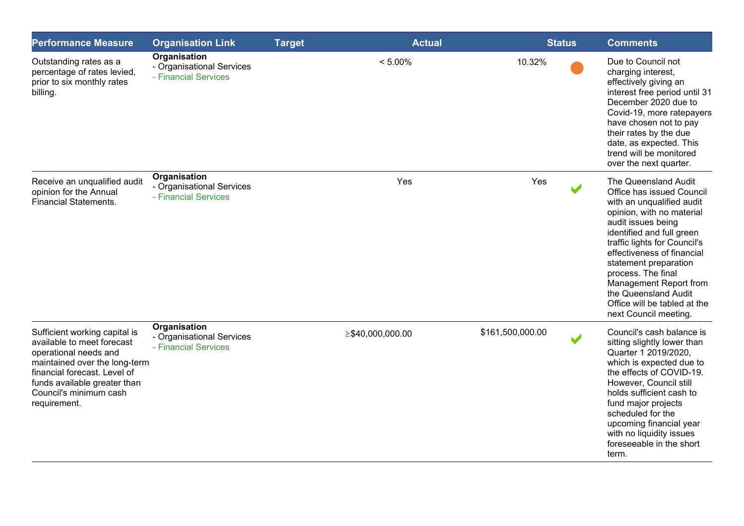| Performance Measure | Organisation Link | Target | Actual | Status | Comments |
|---|---|---|---|---|---|
| Outstanding rates as a percentage of rates levied, prior to six monthly rates billing. | **Organisation**<br>- Organisational Services<br>- Financial Services | < 5.00% | 10.32% | ● | Due to Council not charging interest, effectively giving an interest free period until 31 December 2020 due to Covid-19, more ratepayers have chosen not to pay their rates by the due date, as expected. This trend will be monitored over the next quarter. |
| Receive an unqualified audit opinion for the Annual Financial Statements. | **Organisation**<br>- Organisational Services<br>- Financial Services | Yes | Yes | ✔ | The Queensland Audit Office has issued Council with an unqualified audit opinion, with no material audit issues being identified and full green traffic lights for Council's effectiveness of financial statement preparation process. The final Management Report from the Queensland Audit Office will be tabled at the next Council meeting. |
| Sufficient working capital is available to meet forecast operational needs and maintained over the long-term financial forecast. Level of funds available greater than Council's minimum cash requirement. | **Organisation**<br>- Organisational Services<br>- Financial Services | ≥$40,000,000.00 | $161,500,000.00 | ✔ | Council's cash balance is sitting slightly lower than Quarter 1 2019/2020, which is expected due to the effects of COVID-19. However, Council still holds sufficient cash to fund major projects scheduled for the upcoming financial year with no liquidity issues foreseeable in the short term. |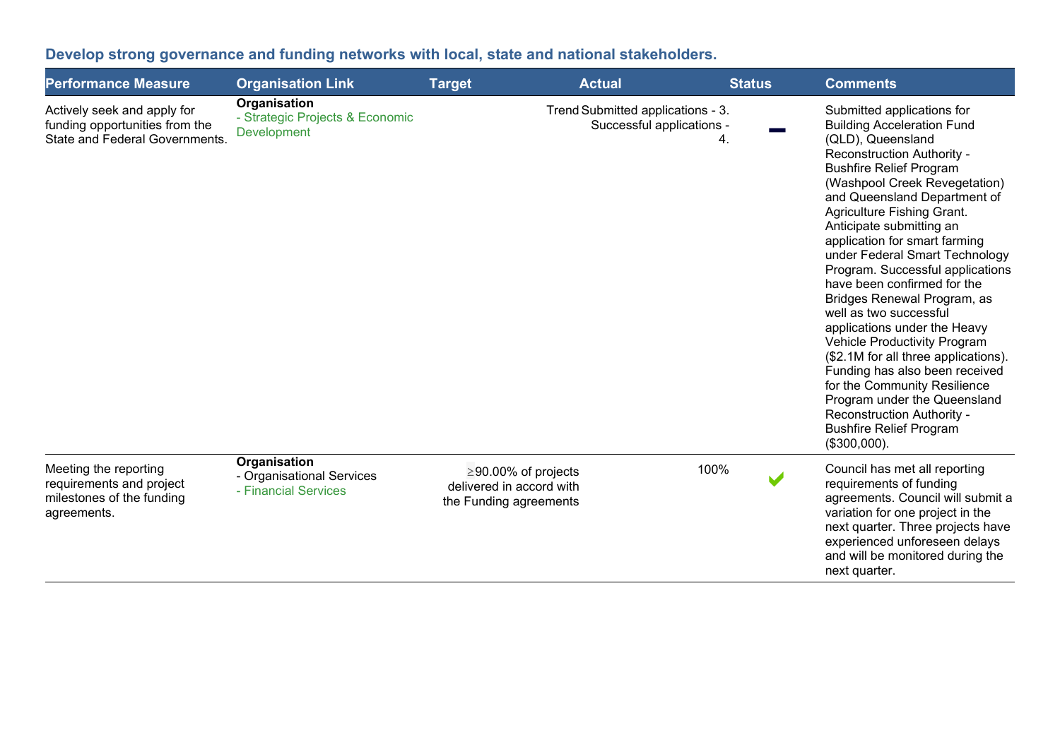## Develop strong governance and funding networks with local, state and national stakeholders.

| Performance Measure | Organisation Link | Target | Actual | Status | Comments |
|---|---|---|---|---|---|
| Actively seek and apply for funding opportunities from the State and Federal Governments. | **Organisation**<br>- Strategic Projects & Economic Development | Trend | Submitted applications - 3. Successful applications - 4. | ━ | Submitted applications for Building Acceleration Fund (QLD), Queensland Reconstruction Authority - Bushfire Relief Program (Washpool Creek Revegetation) and Queensland Department of Agriculture Fishing Grant. Anticipate submitting an application for smart farming under Federal Smart Technology Program. Successful applications have been confirmed for the Bridges Renewal Program, as well as two successful applications under the Heavy Vehicle Productivity Program ($2.1M for all three applications). Funding has also been received for the Community Resilience Program under the Queensland Reconstruction Authority - Bushfire Relief Program ($300,000). |
| Meeting the reporting requirements and project milestones of the funding agreements. | **Organisation**<br>- Organisational Services<br>- Financial Services | ≥90.00% of projects delivered in accord with the Funding agreements | 100% | ✔ | Council has met all reporting requirements of funding agreements. Council will submit a variation for one project in the next quarter. Three projects have experienced unforeseen delays and will be monitored during the next quarter. |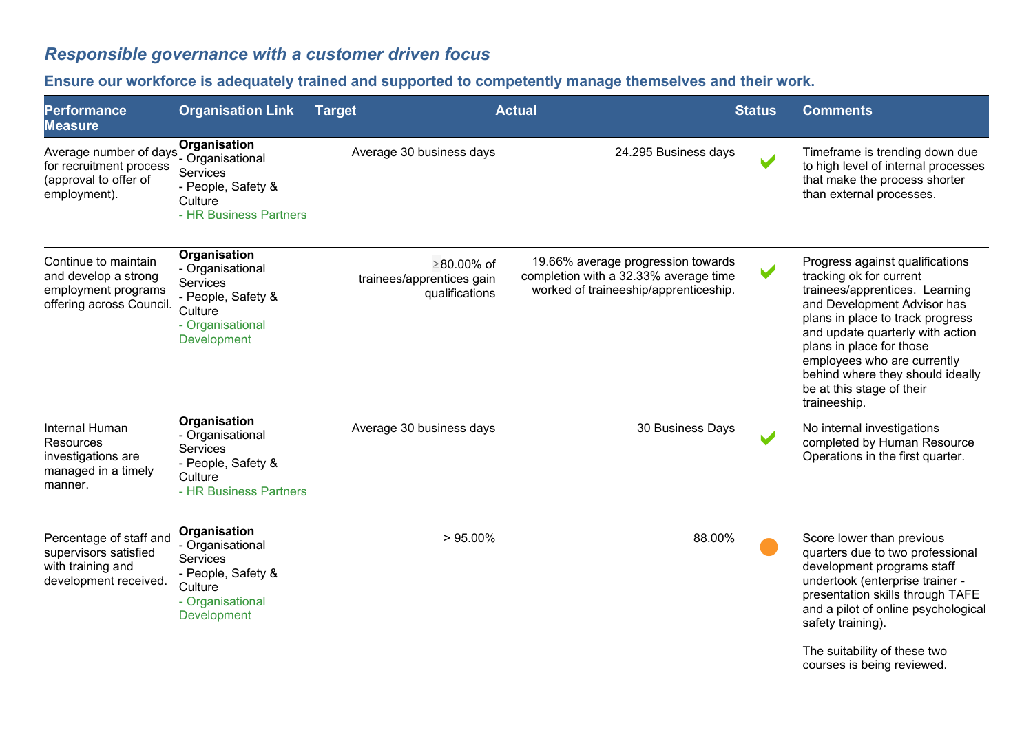## *Responsible governance with a customer driven focus*

### Ensure our workforce is adequately trained and supported to competently manage themselves and their work.

| Performance Measure | Organisation Link | Target | Actual | Status | Comments |
|---|---|---|---|---|---|
| Average number of days for recruitment process (approval to offer of employment). | **Organisation**<br>- Organisational Services<br>- People, Safety & Culture<br>- HR Business Partners | Average 30 business days | 24.295 Business days | ✔ | Timeframe is trending down due to high level of internal processes that make the process shorter than external processes. |
| Continue to maintain and develop a strong employment programs offering across Council. | **Organisation**<br>- Organisational Services<br>- People, Safety & Culture<br>- Organisational Development | ≥80.00% of trainees/apprentices gain qualifications | 19.66% average progression towards completion with a 32.33% average time worked of traineeship/apprenticeship. | ✔ | Progress against qualifications tracking ok for current trainees/apprentices. Learning and Development Advisor has plans in place to track progress and update quarterly with action plans in place for those employees who are currently behind where they should ideally be at this stage of their traineeship. |
| Internal Human Resources investigations are managed in a timely manner. | **Organisation**<br>- Organisational Services<br>- People, Safety & Culture<br>- HR Business Partners | Average 30 business days | 30 Business Days | ✔ | No internal investigations completed by Human Resource Operations in the first quarter. |
| Percentage of staff and supervisors satisfied with training and development received. | **Organisation**<br>- Organisational Services<br>- People, Safety & Culture<br>- Organisational Development | > 95.00% | 88.00% | ● | Score lower than previous quarters due to two professional development programs staff undertook (enterprise trainer - presentation skills through TAFE and a pilot of online psychological safety training).<br><br>The suitability of these two courses is being reviewed. |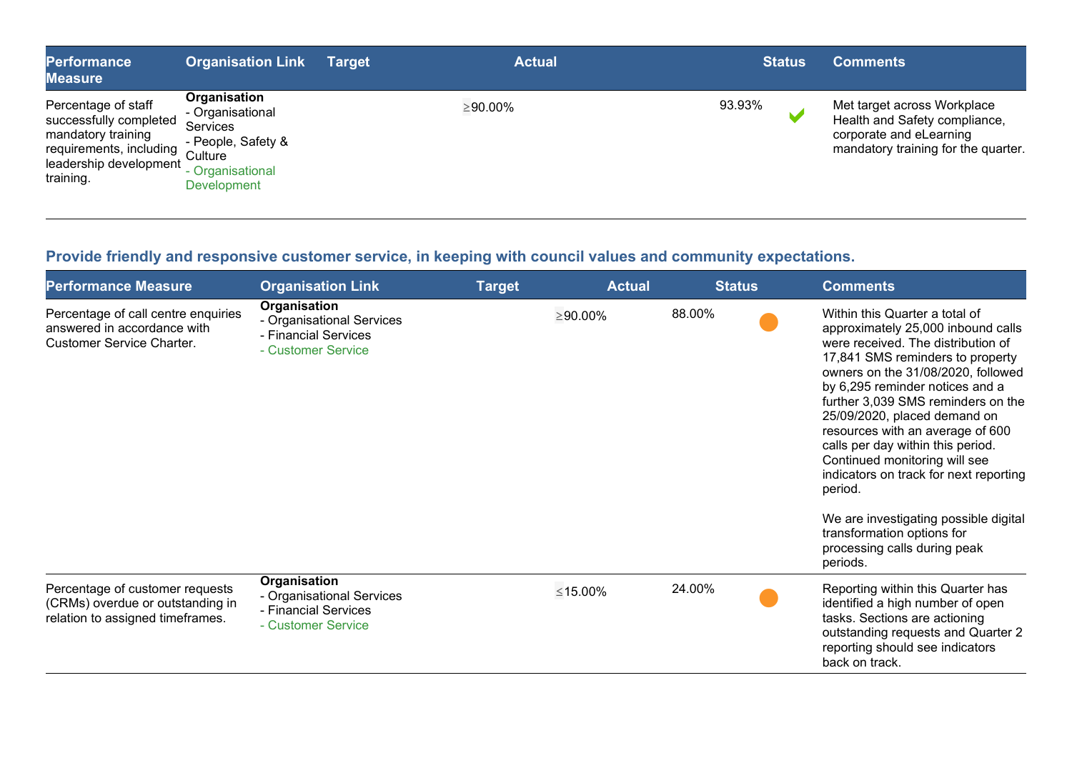| Performance Measure | Organisation Link | Target | Actual | Status | Comments |
| --- | --- | --- | --- | --- | --- |
| Percentage of staff successfully completed mandatory training requirements, including leadership development training. | **Organisation**<br>- Organisational Services<br>- People, Safety & Culture<br>- Organisational Development | ≥90.00% | 93.93% | ✔ | Met target across Workplace Health and Safety compliance, corporate and eLearning mandatory training for the quarter. |

## Provide friendly and responsive customer service, in keeping with council values and community expectations.

| Performance Measure | Organisation Link | Target | Actual | Status | Comments |
| --- | --- | --- | --- | --- | --- |
| Percentage of call centre enquiries answered in accordance with Customer Service Charter. | **Organisation**<br>- Organisational Services<br>- Financial Services<br>- Customer Service | ≥90.00% | 88.00% | ● | Within this Quarter a total of approximately 25,000 inbound calls were received. The distribution of 17,841 SMS reminders to property owners on the 31/08/2020, followed by 6,295 reminder notices and a further 3,039 SMS reminders on the 25/09/2020, placed demand on resources with an average of 600 calls per day within this period. Continued monitoring will see indicators on track for next reporting period.<br><br>We are investigating possible digital transformation options for processing calls during peak periods. |
| Percentage of customer requests (CRMs) overdue or outstanding in relation to assigned timeframes. | **Organisation**<br>- Organisational Services<br>- Financial Services<br>- Customer Service | ≤15.00% | 24.00% | ● | Reporting within this Quarter has identified a high number of open tasks. Sections are actioning outstanding requests and Quarter 2 reporting should see indicators back on track. |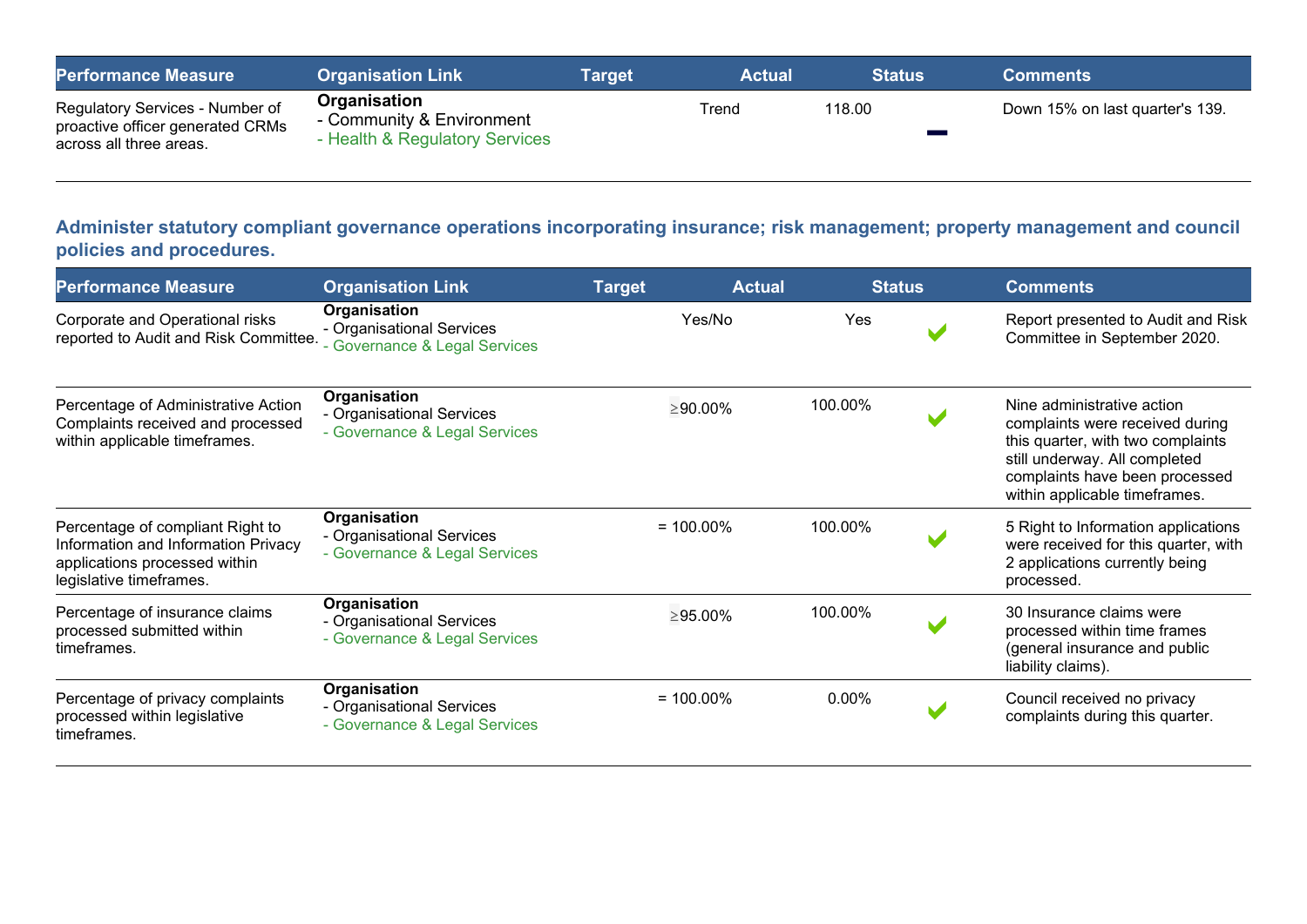| Performance Measure | Organisation Link | Target | Actual | Status | Comments |
| --- | --- | --- | --- | --- | --- |
| Regulatory Services - Number of proactive officer generated CRMs across all three areas. | **Organisation**<br>- Community & Environment<br>- Health & Regulatory Services | Trend | 118.00 | — | Down 15% on last quarter's 139. |

## Administer statutory compliant governance operations incorporating insurance; risk management; property management and council policies and procedures.

| Performance Measure | Organisation Link | Target | Actual | Status | Comments |
| --- | --- | --- | --- | --- | --- |
| Corporate and Operational risks reported to Audit and Risk Committee. | **Organisation**<br>- Organisational Services<br>- Governance & Legal Services | Yes/No | Yes | ✔ | Report presented to Audit and Risk Committee in September 2020. |
| Percentage of Administrative Action Complaints received and processed within applicable timeframes. | **Organisation**<br>- Organisational Services<br>- Governance & Legal Services | ≥90.00% | 100.00% | ✔ | Nine administrative action complaints were received during this quarter, with two complaints still underway. All completed complaints have been processed within applicable timeframes. |
| Percentage of compliant Right to Information and Information Privacy applications processed within legislative timeframes. | **Organisation**<br>- Organisational Services<br>- Governance & Legal Services | = 100.00% | 100.00% | ✔ | 5 Right to Information applications were received for this quarter, with 2 applications currently being processed. |
| Percentage of insurance claims processed submitted within timeframes. | **Organisation**<br>- Organisational Services<br>- Governance & Legal Services | ≥95.00% | 100.00% | ✔ | 30 Insurance claims were processed within time frames (general insurance and public liability claims). |
| Percentage of privacy complaints processed within legislative timeframes. | **Organisation**<br>- Organisational Services<br>- Governance & Legal Services | = 100.00% | 0.00% | ✔ | Council received no privacy complaints during this quarter. |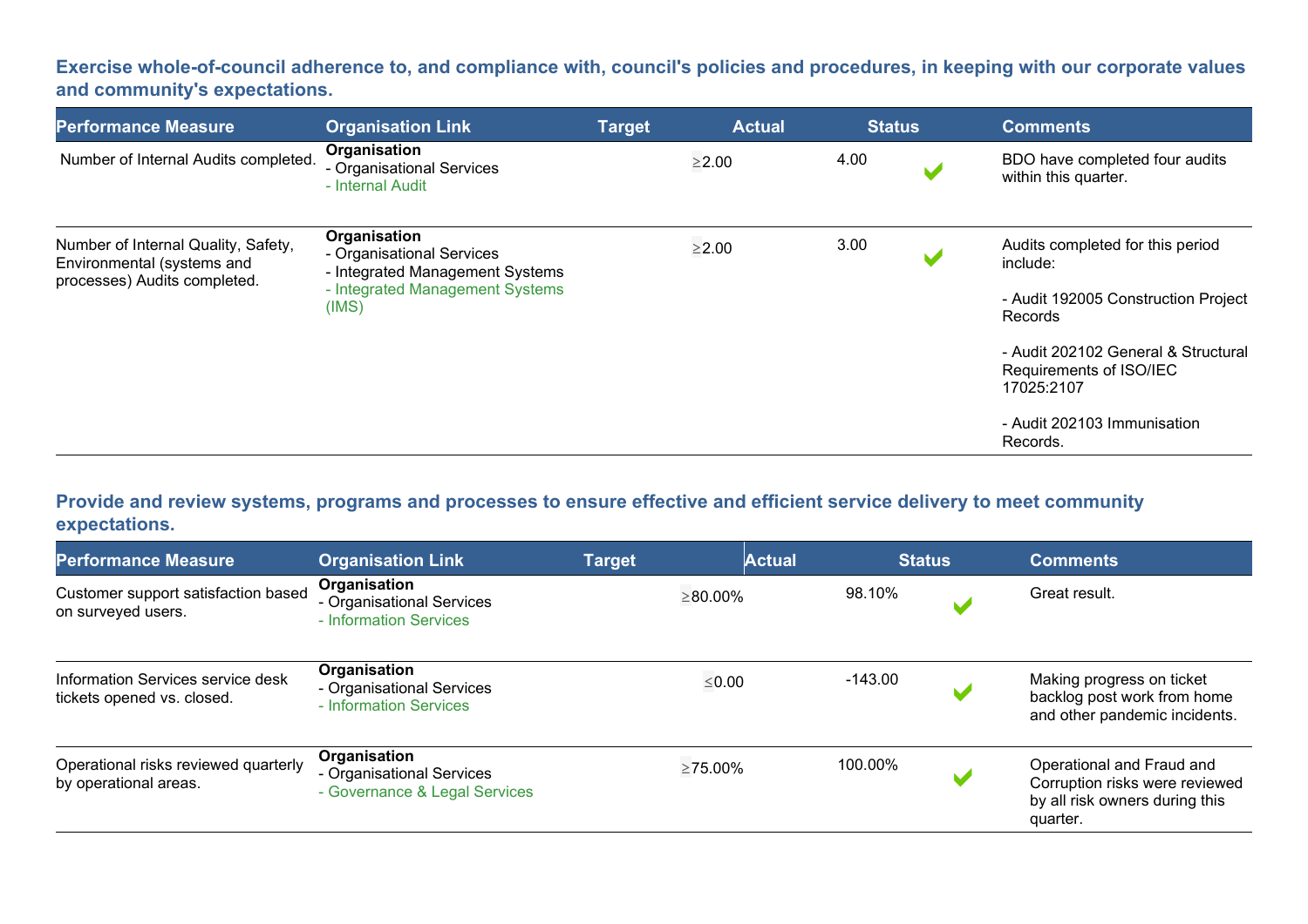### Exercise whole-of-council adherence to, and compliance with, council's policies and procedures, in keeping with our corporate values and community's expectations.

| Performance Measure | Organisation Link | Target | Actual | Status | Comments |
|---|---|---|---|---|---|
| Number of Internal Audits completed. | **Organisation**<br>- Organisational Services<br>- Internal Audit | ≥2.00 | 4.00 | ✔ | BDO have completed four audits within this quarter. |
| Number of Internal Quality, Safety, Environmental (systems and processes) Audits completed. | **Organisation**<br>- Organisational Services<br>- Integrated Management Systems<br>- Integrated Management Systems (IMS) | ≥2.00 | 3.00 | ✔ | Audits completed for this period include:<br><br>- Audit 192005 Construction Project Records<br><br>- Audit 202102 General & Structural Requirements of ISO/IEC 17025:2107<br><br>- Audit 202103 Immunisation Records. |

### Provide and review systems, programs and processes to ensure effective and efficient service delivery to meet community expectations.

| Performance Measure | Organisation Link | Target | Actual | Status | Comments |
|---|---|---|---|---|---|
| Customer support satisfaction based on surveyed users. | **Organisation**<br>- Organisational Services<br>- Information Services | ≥80.00% | 98.10% | ✔ | Great result. |
| Information Services service desk tickets opened vs. closed. | **Organisation**<br>- Organisational Services<br>- Information Services | ≤0.00 | -143.00 | ✔ | Making progress on ticket backlog post work from home and other pandemic incidents. |
| Operational risks reviewed quarterly by operational areas. | **Organisation**<br>- Organisational Services<br>- Governance & Legal Services | ≥75.00% | 100.00% | ✔ | Operational and Fraud and Corruption risks were reviewed by all risk owners during this quarter. |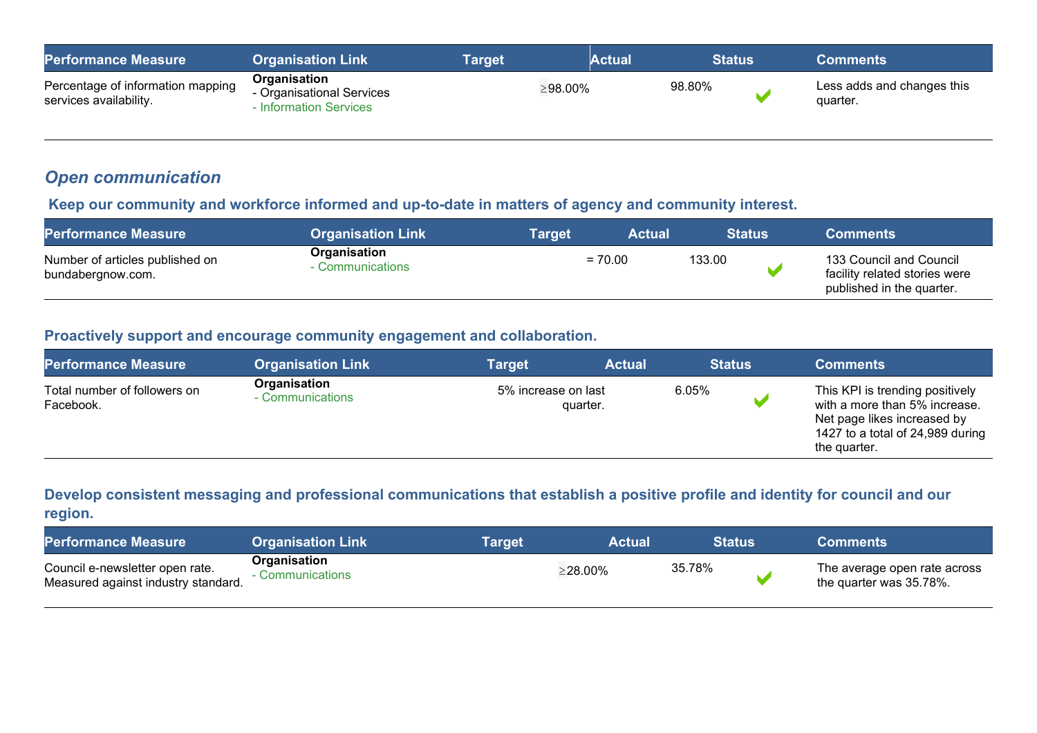| Performance Measure | Organisation Link | Target | Actual | Status | Comments |
|---|---|---|---|---|---|
| Percentage of information mapping services availability. | **Organisation**<br>- Organisational Services<br>- Information Services | ≥98.00% | 98.80% | ✔ | Less adds and changes this quarter. |

## *Open communication*

### Keep our community and workforce informed and up-to-date in matters of agency and community interest.

| Performance Measure | Organisation Link | Target | Actual | Status | Comments |
|---|---|---|---|---|---|
| Number of articles published on bundabergnow.com. | **Organisation**<br>- Communications | = 70.00 | 133.00 | ✔ | 133 Council and Council facility related stories were published in the quarter. |

### Proactively support and encourage community engagement and collaboration.

| Performance Measure | Organisation Link | Target | Actual | Status | Comments |
|---|---|---|---|---|---|
| Total number of followers on Facebook. | **Organisation**<br>- Communications | 5% increase on last quarter. | 6.05% | ✔ | This KPI is trending positively with a more than 5% increase. Net page likes increased by 1427 to a total of 24,989 during the quarter. |

### Develop consistent messaging and professional communications that establish a positive profile and identity for council and our region.

| Performance Measure | Organisation Link | Target | Actual | Status | Comments |
|---|---|---|---|---|---|
| Council e-newsletter open rate. Measured against industry standard. | **Organisation**<br>- Communications | ≥28.00% | 35.78% | ✔ | The average open rate across the quarter was 35.78%. |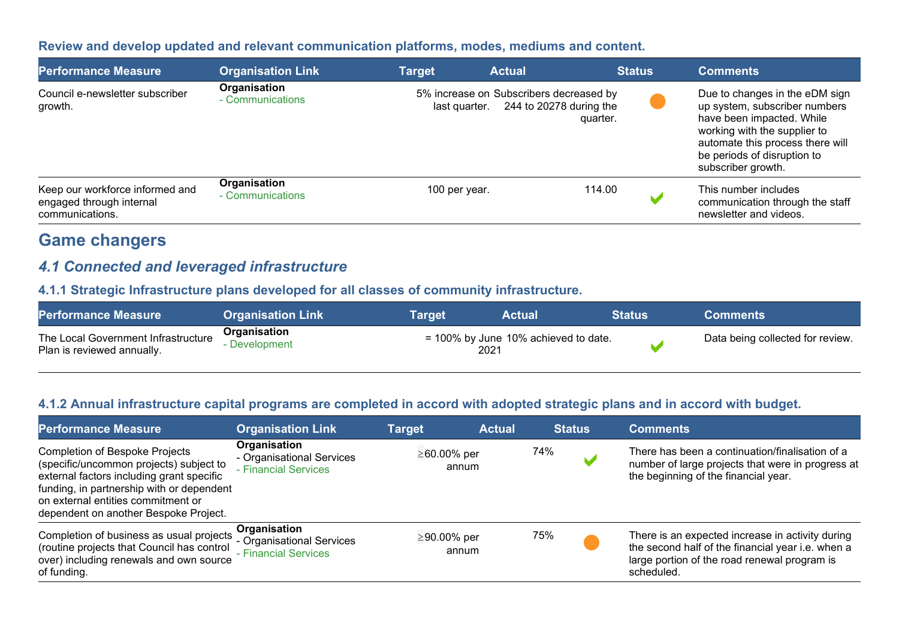### Review and develop updated and relevant communication platforms, modes, mediums and content.

| Performance Measure | Organisation Link | Target | Actual | Status | Comments |
|---|---|---|---|---|---|
| Council e-newsletter subscriber growth. | **Organisation**<br>- Communications | 5% increase on last quarter. | Subscribers decreased by 244 to 20278 during the quarter. | ● | Due to changes in the eDM sign up system, subscriber numbers have been impacted. While working with the supplier to automate this process there will be periods of disruption to subscriber growth. |
| Keep our workforce informed and engaged through internal communications. | **Organisation**<br>- Communications | 100 per year. | 114.00 | ✔ | This number includes communication through the staff newsletter and videos. |

## Game changers

### *4.1 Connected and leveraged infrastructure*

### 4.1.1 Strategic Infrastructure plans developed for all classes of community infrastructure.

| Performance Measure | Organisation Link | Target | Actual | Status | Comments |
|---|---|---|---|---|---|
| The Local Government Infrastructure Plan is reviewed annually. | **Organisation**<br>- Development | = 100% by June 2021 | 10% achieved to date. | ✔ | Data being collected for review. |

### 4.1.2 Annual infrastructure capital programs are completed in accord with adopted strategic plans and in accord with budget.

| Performance Measure | Organisation Link | Target | Actual | Status | Comments |
|---|---|---|---|---|---|
| Completion of Bespoke Projects (specific/uncommon projects) subject to external factors including grant specific funding, in partnership with or dependent on external entities commitment or dependent on another Bespoke Project. | **Organisation**<br>- Organisational Services<br>- Financial Services | ≥60.00% per annum | 74% | ✔ | There has been a continuation/finalisation of a number of large projects that were in progress at the beginning of the financial year. |
| Completion of business as usual projects (routine projects that Council has control over) including renewals and own source of funding. | **Organisation**<br>- Organisational Services<br>- Financial Services | ≥90.00% per annum | 75% | ● | There is an expected increase in activity during the second half of the financial year i.e. when a large portion of the road renewal program is scheduled. |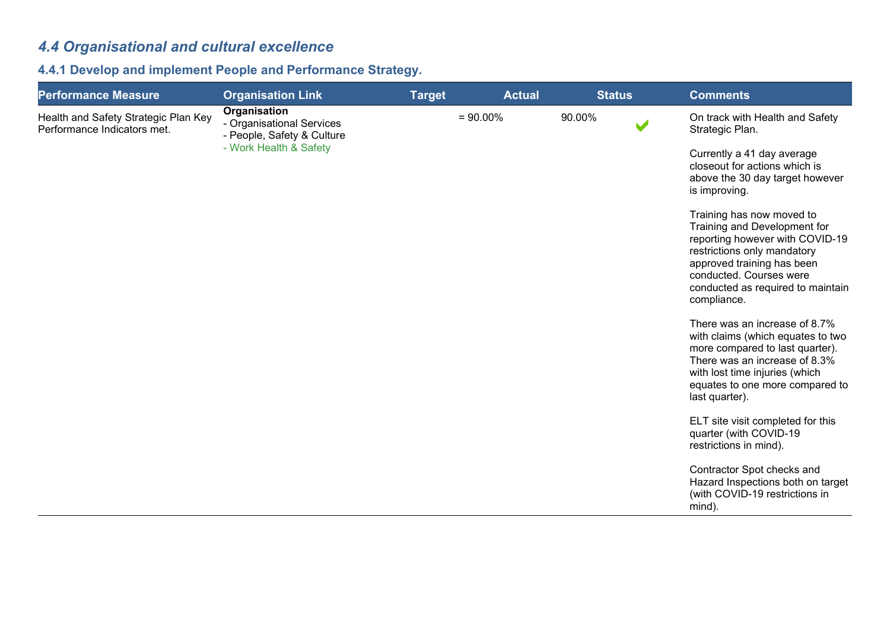## *4.4 Organisational and cultural excellence*

### 4.4.1 Develop and implement People and Performance Strategy.

| Performance Measure | Organisation Link | Target | Actual | Status | Comments |
|---|---|---|---|---|---|
| Health and Safety Strategic Plan Key Performance Indicators met. | **Organisation**<br>- Organisational Services<br>- People, Safety & Culture<br>- Work Health & Safety | = 90.00% | 90.00% | ✔ | On track with Health and Safety Strategic Plan.<br><br>Currently a 41 day average closeout for actions which is above the 30 day target however is improving.<br><br>Training has now moved to Training and Development for reporting however with COVID-19 restrictions only mandatory approved training has been conducted. Courses were conducted as required to maintain compliance.<br><br>There was an increase of 8.7% with claims (which equates to two more compared to last quarter). There was an increase of 8.3% with lost time injuries (which equates to one more compared to last quarter).<br><br>ELT site visit completed for this quarter (with COVID-19 restrictions in mind).<br><br>Contractor Spot checks and Hazard Inspections both on target (with COVID-19 restrictions in mind). |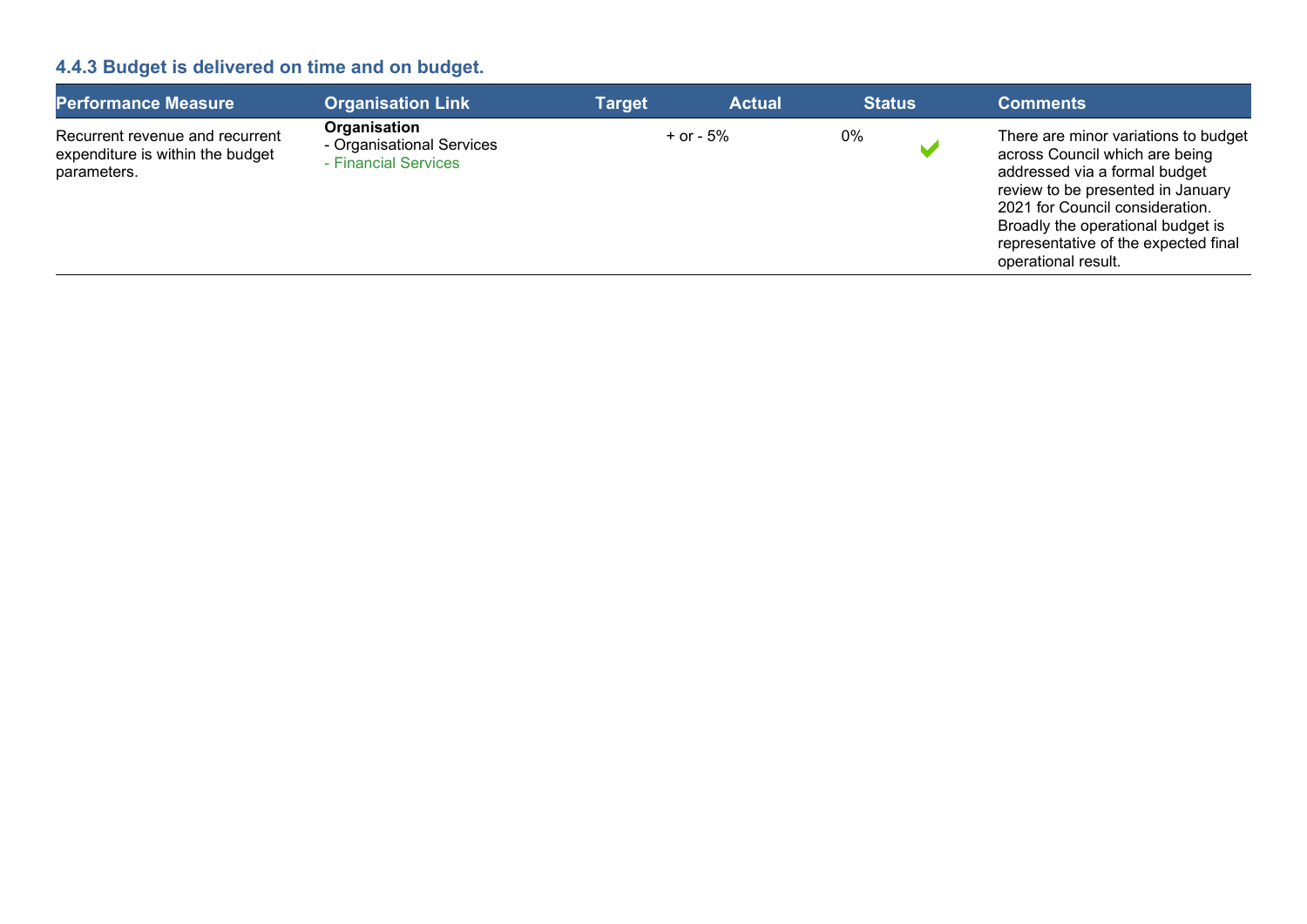### 4.4.3 Budget is delivered on time and on budget.

| Performance Measure | Organisation Link | Target | Actual | Status | Comments |
|---|---|---|---|---|---|
| Recurrent revenue and recurrent expenditure is within the budget parameters. | **Organisation**<br>- Organisational Services<br>- Financial Services | + or - 5% | 0% | ✔ | There are minor variations to budget across Council which are being addressed via a formal budget review to be presented in January 2021 for Council consideration. Broadly the operational budget is representative of the expected final operational result. |